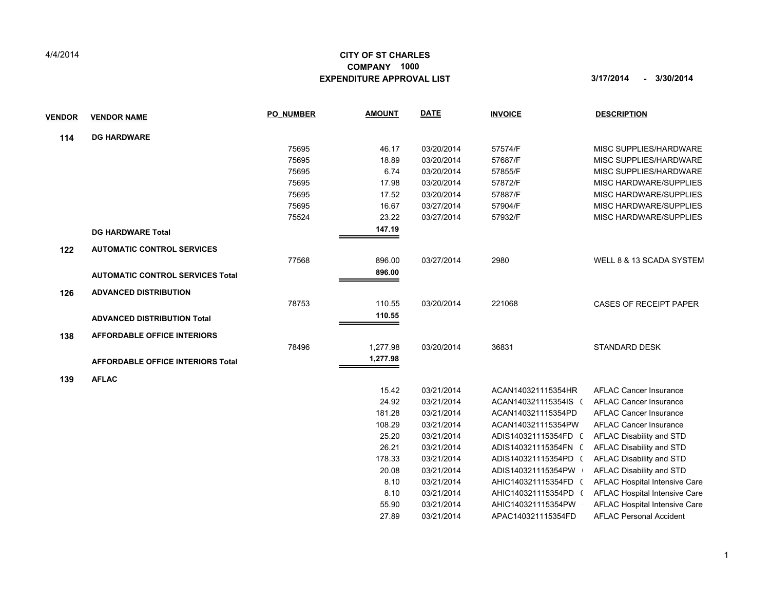4/4/2014

# CITY OF ST CHARLES

## COMPANY 1000

## EXPENDITURE APPROVAL LIST

3/17/2014 - 3/30/2014

| VENDOR | VENDOR NAME | PO_NUMBER | AMOUNT | DATE | INVOICE | DESCRIPTION |
|---|---|---|---|---|---|---|
| **114** | **DG HARDWARE** | | | | | |
| | | 75695 | 46.17 | 03/20/2014 | 57574/F | MISC SUPPLIES/HARDWARE |
| | | 75695 | 18.89 | 03/20/2014 | 57687/F | MISC SUPPLIES/HARDWARE |
| | | 75695 | 6.74 | 03/20/2014 | 57855/F | MISC SUPPLIES/HARDWARE |
| | | 75695 | 17.98 | 03/20/2014 | 57872/F | MISC HARDWARE/SUPPLIES |
| | | 75695 | 17.52 | 03/20/2014 | 57887/F | MISC HARDWARE/SUPPLIES |
| | | 75695 | 16.67 | 03/27/2014 | 57904/F | MISC HARDWARE/SUPPLIES |
| | | 75524 | 23.22 | 03/27/2014 | 57932/F | MISC HARDWARE/SUPPLIES |
| | **DG HARDWARE Total** | | **147.19** | | | |
| **122** | **AUTOMATIC CONTROL SERVICES** | | | | | |
| | | 77568 | 896.00 | 03/27/2014 | 2980 | WELL 8 & 13 SCADA SYSTEM |
| | **AUTOMATIC CONTROL SERVICES Total** | | **896.00** | | | |
| **126** | **ADVANCED DISTRIBUTION** | | | | | |
| | | 78753 | 110.55 | 03/20/2014 | 221068 | CASES OF RECEIPT PAPER |
| | **ADVANCED DISTRIBUTION Total** | | **110.55** | | | |
| **138** | **AFFORDABLE OFFICE INTERIORS** | | | | | |
| | | 78496 | 1,277.98 | 03/20/2014 | 36831 | STANDARD DESK |
| | **AFFORDABLE OFFICE INTERIORS Total** | | **1,277.98** | | | |
| **139** | **AFLAC** | | | | | |
| | | | 15.42 | 03/21/2014 | ACAN140321115354HR | AFLAC Cancer Insurance |
| | | | 24.92 | 03/21/2014 | ACAN140321115354IS ( | AFLAC Cancer Insurance |
| | | | 181.28 | 03/21/2014 | ACAN140321115354PD | AFLAC Cancer Insurance |
| | | | 108.29 | 03/21/2014 | ACAN140321115354PW | AFLAC Cancer Insurance |
| | | | 25.20 | 03/21/2014 | ADIS140321115354FD ( | AFLAC Disability and STD |
| | | | 26.21 | 03/21/2014 | ADIS140321115354FN ( | AFLAC Disability and STD |
| | | | 178.33 | 03/21/2014 | ADIS140321115354PD ( | AFLAC Disability and STD |
| | | | 20.08 | 03/21/2014 | ADIS140321115354PW | AFLAC Disability and STD |
| | | | 8.10 | 03/21/2014 | AHIC140321115354FD ( | AFLAC Hospital Intensive Care |
| | | | 8.10 | 03/21/2014 | AHIC140321115354PD ( | AFLAC Hospital Intensive Care |
| | | | 55.90 | 03/21/2014 | AHIC140321115354PW | AFLAC Hospital Intensive Care |
| | | | 27.89 | 03/21/2014 | APAC140321115354FD | AFLAC Personal Accident |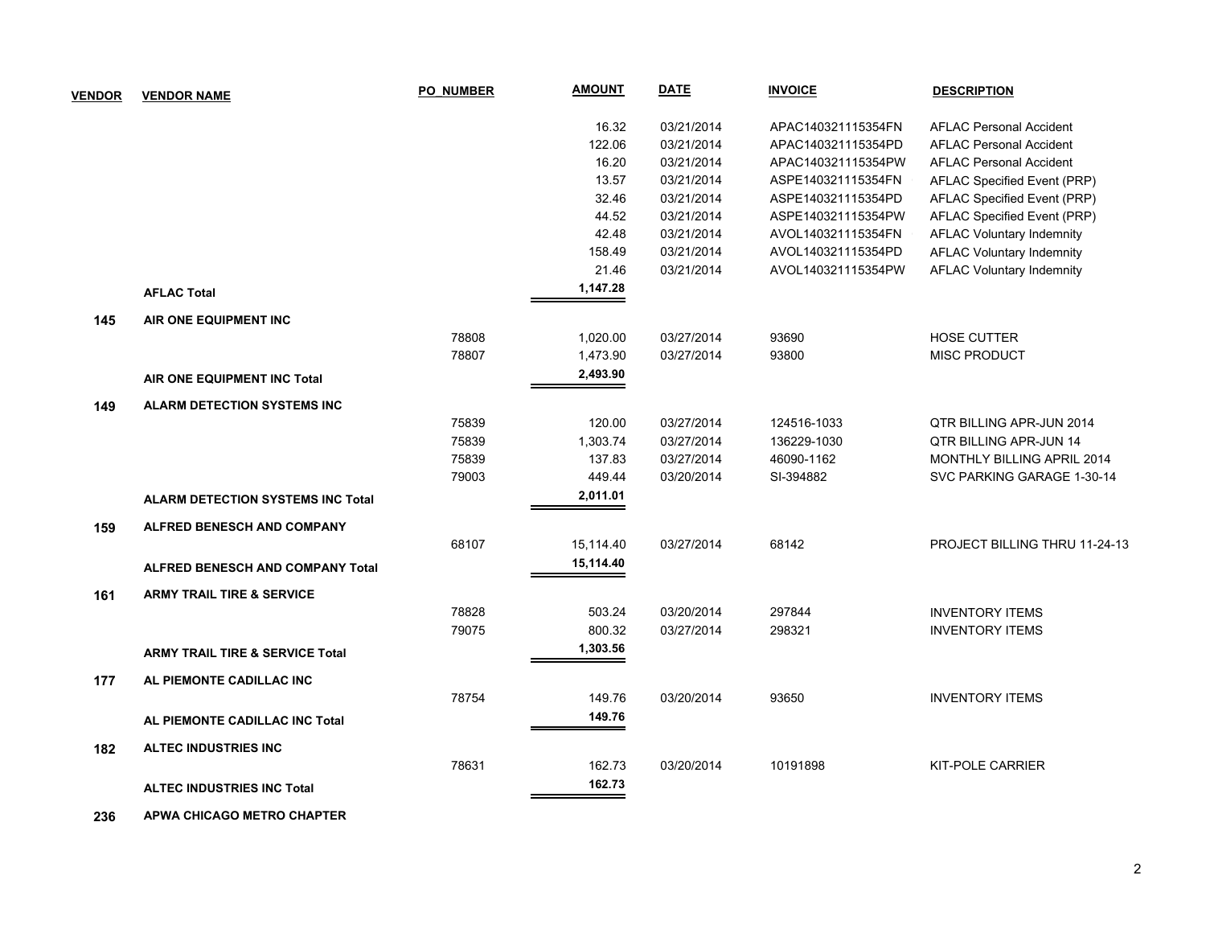| VENDOR | VENDOR NAME | PO_NUMBER | AMOUNT | DATE | INVOICE | DESCRIPTION |
|---|---|---|---|---|---|---|
| | | | 16.32 | 03/21/2014 | APAC140321115354FN | AFLAC Personal Accident |
| | | | 122.06 | 03/21/2014 | APAC140321115354PD | AFLAC Personal Accident |
| | | | 16.20 | 03/21/2014 | APAC140321115354PW | AFLAC Personal Accident |
| | | | 13.57 | 03/21/2014 | ASPE140321115354FN | AFLAC Specified Event (PRP) |
| | | | 32.46 | 03/21/2014 | ASPE140321115354PD | AFLAC Specified Event (PRP) |
| | | | 44.52 | 03/21/2014 | ASPE140321115354PW | AFLAC Specified Event (PRP) |
| | | | 42.48 | 03/21/2014 | AVOL140321115354FN | AFLAC Voluntary Indemnity |
| | | | 158.49 | 03/21/2014 | AVOL140321115354PD | AFLAC Voluntary Indemnity |
| | | | 21.46 | 03/21/2014 | AVOL140321115354PW | AFLAC Voluntary Indemnity |
| | **AFLAC Total** | | **1,147.28** | | | |
| **145** | **AIR ONE EQUIPMENT INC** | | | | | |
| | | 78808 | 1,020.00 | 03/27/2014 | 93690 | HOSE CUTTER |
| | | 78807 | 1,473.90 | 03/27/2014 | 93800 | MISC PRODUCT |
| | **AIR ONE EQUIPMENT INC Total** | | **2,493.90** | | | |
| **149** | **ALARM DETECTION SYSTEMS INC** | | | | | |
| | | 75839 | 120.00 | 03/27/2014 | 124516-1033 | QTR BILLING APR-JUN 2014 |
| | | 75839 | 1,303.74 | 03/27/2014 | 136229-1030 | QTR BILLING APR-JUN 14 |
| | | 75839 | 137.83 | 03/27/2014 | 46090-1162 | MONTHLY BILLING APRIL 2014 |
| | | 79003 | 449.44 | 03/20/2014 | SI-394882 | SVC PARKING GARAGE 1-30-14 |
| | **ALARM DETECTION SYSTEMS INC Total** | | **2,011.01** | | | |
| **159** | **ALFRED BENESCH AND COMPANY** | | | | | |
| | | 68107 | 15,114.40 | 03/27/2014 | 68142 | PROJECT BILLING THRU 11-24-13 |
| | **ALFRED BENESCH AND COMPANY Total** | | **15,114.40** | | | |
| **161** | **ARMY TRAIL TIRE & SERVICE** | | | | | |
| | | 78828 | 503.24 | 03/20/2014 | 297844 | INVENTORY ITEMS |
| | | 79075 | 800.32 | 03/27/2014 | 298321 | INVENTORY ITEMS |
| | **ARMY TRAIL TIRE & SERVICE Total** | | **1,303.56** | | | |
| **177** | **AL PIEMONTE CADILLAC INC** | | | | | |
| | | 78754 | 149.76 | 03/20/2014 | 93650 | INVENTORY ITEMS |
| | **AL PIEMONTE CADILLAC INC Total** | | **149.76** | | | |
| **182** | **ALTEC INDUSTRIES INC** | | | | | |
| | | 78631 | 162.73 | 03/20/2014 | 10191898 | KIT-POLE CARRIER |
| | **ALTEC INDUSTRIES INC Total** | | **162.73** | | | |
| **236** | **APWA CHICAGO METRO CHAPTER** | | | | | |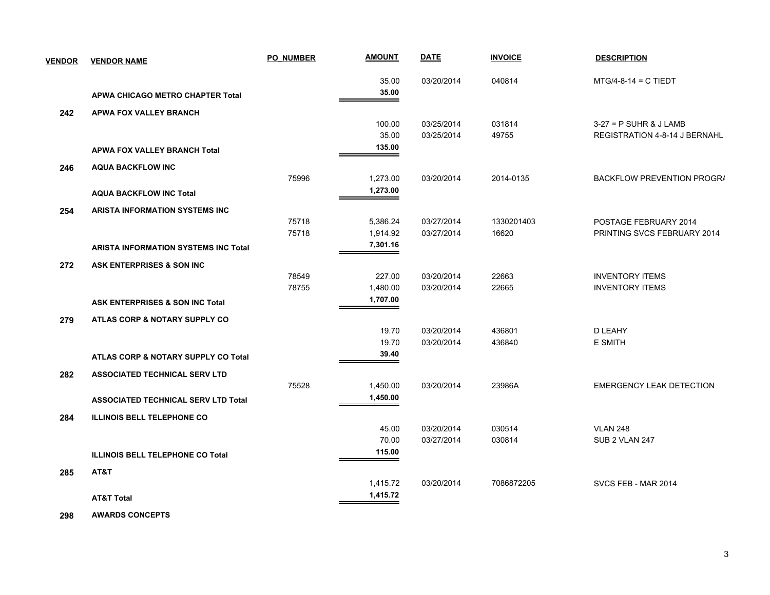| VENDOR | VENDOR NAME | PO_NUMBER | AMOUNT | DATE | INVOICE | DESCRIPTION |
|---|---|---|---|---|---|---|
| | | | 35.00 | 03/20/2014 | 040814 | MTG/4-8-14 = C TIEDT |
| | **APWA CHICAGO METRO CHAPTER Total** | | **35.00** | | | |
| **242** | **APWA FOX VALLEY BRANCH** | | | | | |
| | | | 100.00 | 03/25/2014 | 031814 | 3-27 = P SUHR & J LAMB |
| | | | 35.00 | 03/25/2014 | 49755 | REGISTRATION 4-8-14 J BERNAHL |
| | **APWA FOX VALLEY BRANCH Total** | | **135.00** | | | |
| **246** | **AQUA BACKFLOW INC** | | | | | |
| | | 75996 | 1,273.00 | 03/20/2014 | 2014-0135 | BACKFLOW PREVENTION PROGRA |
| | **AQUA BACKFLOW INC Total** | | **1,273.00** | | | |
| **254** | **ARISTA INFORMATION SYSTEMS INC** | | | | | |
| | | 75718 | 5,386.24 | 03/27/2014 | 1330201403 | POSTAGE FEBRUARY 2014 |
| | | 75718 | 1,914.92 | 03/27/2014 | 16620 | PRINTING SVCS FEBRUARY 2014 |
| | **ARISTA INFORMATION SYSTEMS INC Total** | | **7,301.16** | | | |
| **272** | **ASK ENTERPRISES & SON INC** | | | | | |
| | | 78549 | 227.00 | 03/20/2014 | 22663 | INVENTORY ITEMS |
| | | 78755 | 1,480.00 | 03/20/2014 | 22665 | INVENTORY ITEMS |
| | **ASK ENTERPRISES & SON INC Total** | | **1,707.00** | | | |
| **279** | **ATLAS CORP & NOTARY SUPPLY CO** | | | | | |
| | | | 19.70 | 03/20/2014 | 436801 | D LEAHY |
| | | | 19.70 | 03/20/2014 | 436840 | E SMITH |
| | **ATLAS CORP & NOTARY SUPPLY CO Total** | | **39.40** | | | |
| **282** | **ASSOCIATED TECHNICAL SERV LTD** | | | | | |
| | | 75528 | 1,450.00 | 03/20/2014 | 23986A | EMERGENCY LEAK DETECTION |
| | **ASSOCIATED TECHNICAL SERV LTD Total** | | **1,450.00** | | | |
| **284** | **ILLINOIS BELL TELEPHONE CO** | | | | | |
| | | | 45.00 | 03/20/2014 | 030514 | VLAN 248 |
| | | | 70.00 | 03/27/2014 | 030814 | SUB 2 VLAN 247 |
| | **ILLINOIS BELL TELEPHONE CO Total** | | **115.00** | | | |
| **285** | **AT&T** | | | | | |
| | | | 1,415.72 | 03/20/2014 | 7086872205 | SVCS FEB - MAR 2014 |
| | **AT&T Total** | | **1,415.72** | | | |
| **298** | **AWARDS CONCEPTS** | | | | | |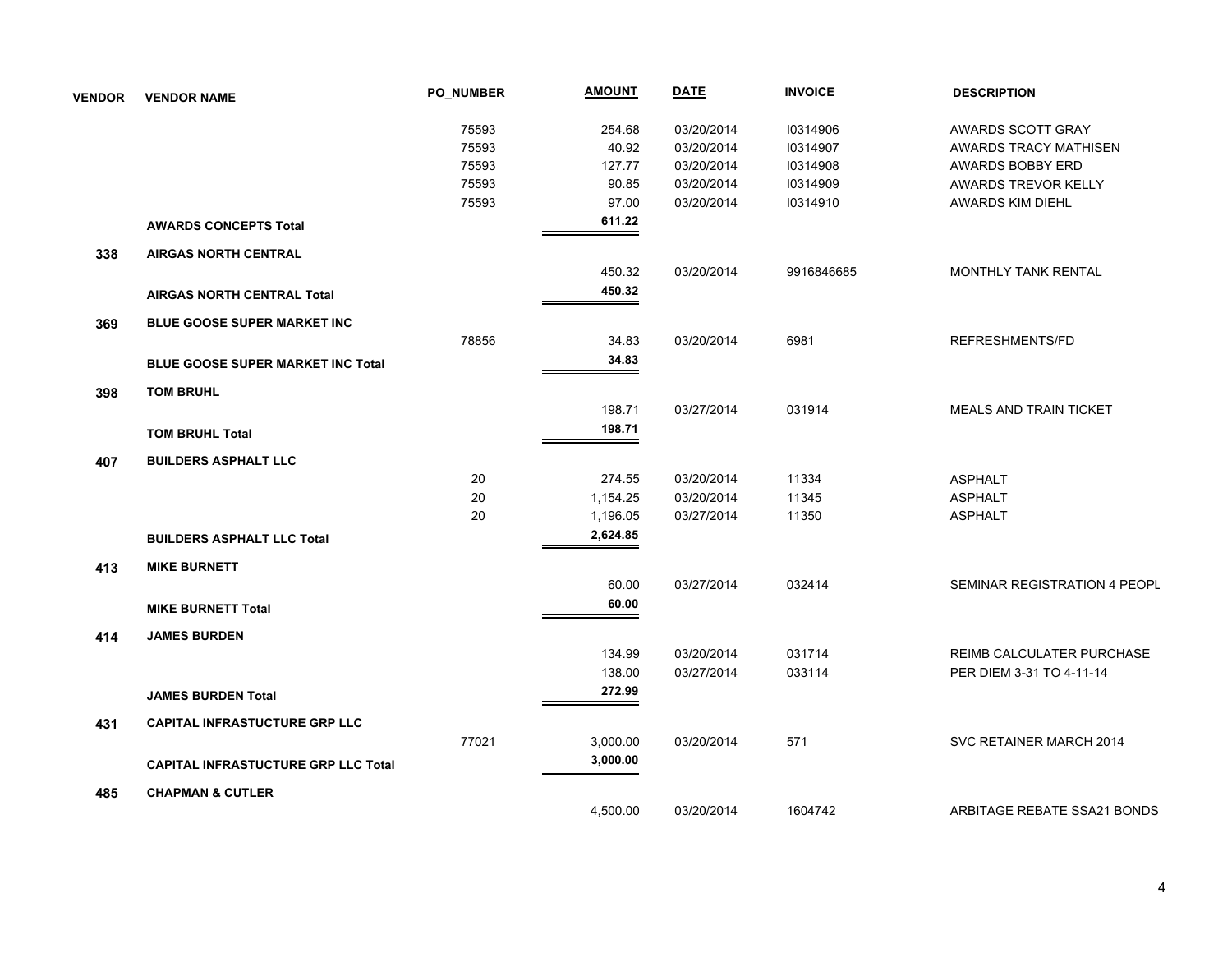| VENDOR | VENDOR NAME | PO_NUMBER | AMOUNT | DATE | INVOICE | DESCRIPTION |
|---|---|---|---|---|---|---|
| | | 75593 | 254.68 | 03/20/2014 | I0314906 | AWARDS SCOTT GRAY |
| | | 75593 | 40.92 | 03/20/2014 | I0314907 | AWARDS TRACY MATHISEN |
| | | 75593 | 127.77 | 03/20/2014 | I0314908 | AWARDS BOBBY ERD |
| | | 75593 | 90.85 | 03/20/2014 | I0314909 | AWARDS TREVOR KELLY |
| | | 75593 | 97.00 | 03/20/2014 | I0314910 | AWARDS KIM DIEHL |
| | **AWARDS CONCEPTS Total** | | **611.22** | | | |
| **338** | **AIRGAS NORTH CENTRAL** | | | | | |
| | | | 450.32 | 03/20/2014 | 9916846685 | MONTHLY TANK RENTAL |
| | **AIRGAS NORTH CENTRAL Total** | | **450.32** | | | |
| **369** | **BLUE GOOSE SUPER MARKET INC** | | | | | |
| | | 78856 | 34.83 | 03/20/2014 | 6981 | REFRESHMENTS/FD |
| | **BLUE GOOSE SUPER MARKET INC Total** | | **34.83** | | | |
| **398** | **TOM BRUHL** | | | | | |
| | | | 198.71 | 03/27/2014 | 031914 | MEALS AND TRAIN TICKET |
| | **TOM BRUHL Total** | | **198.71** | | | |
| **407** | **BUILDERS ASPHALT LLC** | | | | | |
| | | 20 | 274.55 | 03/20/2014 | 11334 | ASPHALT |
| | | 20 | 1,154.25 | 03/20/2014 | 11345 | ASPHALT |
| | | 20 | 1,196.05 | 03/27/2014 | 11350 | ASPHALT |
| | **BUILDERS ASPHALT LLC Total** | | **2,624.85** | | | |
| **413** | **MIKE BURNETT** | | | | | |
| | | | 60.00 | 03/27/2014 | 032414 | SEMINAR REGISTRATION 4 PEOPL |
| | **MIKE BURNETT Total** | | **60.00** | | | |
| **414** | **JAMES BURDEN** | | | | | |
| | | | 134.99 | 03/20/2014 | 031714 | REIMB CALCULATER PURCHASE |
| | | | 138.00 | 03/27/2014 | 033114 | PER DIEM 3-31 TO 4-11-14 |
| | **JAMES BURDEN Total** | | **272.99** | | | |
| **431** | **CAPITAL INFRASTUCTURE GRP LLC** | | | | | |
| | | 77021 | 3,000.00 | 03/20/2014 | 571 | SVC RETAINER MARCH 2014 |
| | **CAPITAL INFRASTUCTURE GRP LLC Total** | | **3,000.00** | | | |
| **485** | **CHAPMAN & CUTLER** | | | | | |
| | | | 4,500.00 | 03/20/2014 | 1604742 | ARBITAGE REBATE SSA21 BONDS |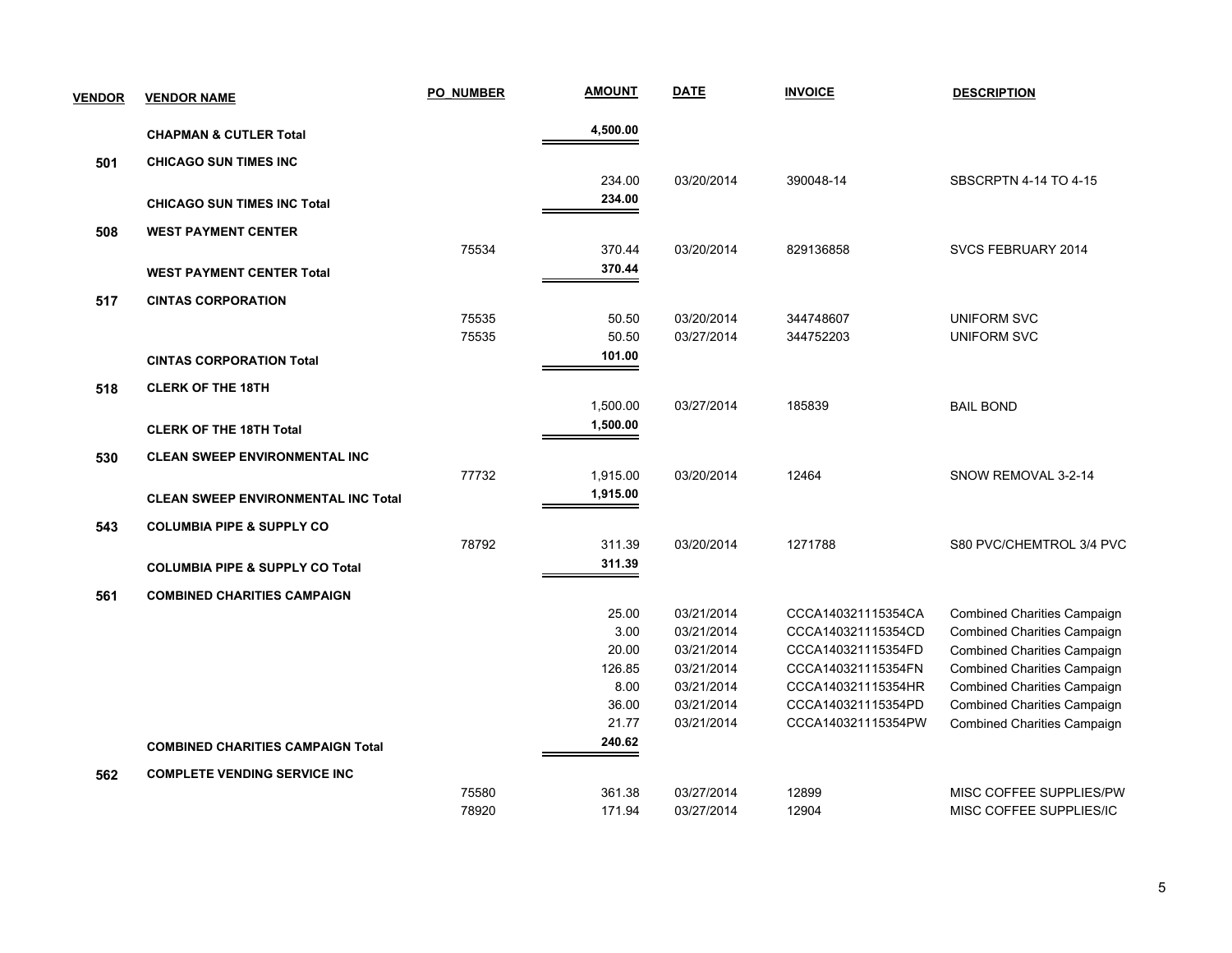| VENDOR | VENDOR NAME | PO_NUMBER | AMOUNT | DATE | INVOICE | DESCRIPTION |
|---|---|---|---|---|---|---|
| | **CHAPMAN & CUTLER Total** | | **4,500.00** | | | |
| **501** | **CHICAGO SUN TIMES INC** | | | | | |
| | | | 234.00 | 03/20/2014 | 390048-14 | SBSCRPTN 4-14 TO 4-15 |
| | **CHICAGO SUN TIMES INC Total** | | **234.00** | | | |
| **508** | **WEST PAYMENT CENTER** | | | | | |
| | | 75534 | 370.44 | 03/20/2014 | 829136858 | SVCS FEBRUARY 2014 |
| | **WEST PAYMENT CENTER Total** | | **370.44** | | | |
| **517** | **CINTAS CORPORATION** | | | | | |
| | | 75535 | 50.50 | 03/20/2014 | 344748607 | UNIFORM SVC |
| | | 75535 | 50.50 | 03/27/2014 | 344752203 | UNIFORM SVC |
| | **CINTAS CORPORATION Total** | | **101.00** | | | |
| **518** | **CLERK OF THE 18TH** | | | | | |
| | | | 1,500.00 | 03/27/2014 | 185839 | BAIL BOND |
| | **CLERK OF THE 18TH Total** | | **1,500.00** | | | |
| **530** | **CLEAN SWEEP ENVIRONMENTAL INC** | | | | | |
| | | 77732 | 1,915.00 | 03/20/2014 | 12464 | SNOW REMOVAL 3-2-14 |
| | **CLEAN SWEEP ENVIRONMENTAL INC Total** | | **1,915.00** | | | |
| **543** | **COLUMBIA PIPE & SUPPLY CO** | | | | | |
| | | 78792 | 311.39 | 03/20/2014 | 1271788 | S80 PVC/CHEMTROL 3/4 PVC |
| | **COLUMBIA PIPE & SUPPLY CO Total** | | **311.39** | | | |
| **561** | **COMBINED CHARITIES CAMPAIGN** | | | | | |
| | | | 25.00 | 03/21/2014 | CCCA140321115354CA | Combined Charities Campaign |
| | | | 3.00 | 03/21/2014 | CCCA140321115354CD | Combined Charities Campaign |
| | | | 20.00 | 03/21/2014 | CCCA140321115354FD | Combined Charities Campaign |
| | | | 126.85 | 03/21/2014 | CCCA140321115354FN | Combined Charities Campaign |
| | | | 8.00 | 03/21/2014 | CCCA140321115354HR | Combined Charities Campaign |
| | | | 36.00 | 03/21/2014 | CCCA140321115354PD | Combined Charities Campaign |
| | | | 21.77 | 03/21/2014 | CCCA140321115354PW | Combined Charities Campaign |
| | **COMBINED CHARITIES CAMPAIGN Total** | | **240.62** | | | |
| **562** | **COMPLETE VENDING SERVICE INC** | | | | | |
| | | 75580 | 361.38 | 03/27/2014 | 12899 | MISC COFFEE SUPPLIES/PW |
| | | 78920 | 171.94 | 03/27/2014 | 12904 | MISC COFFEE SUPPLIES/IC |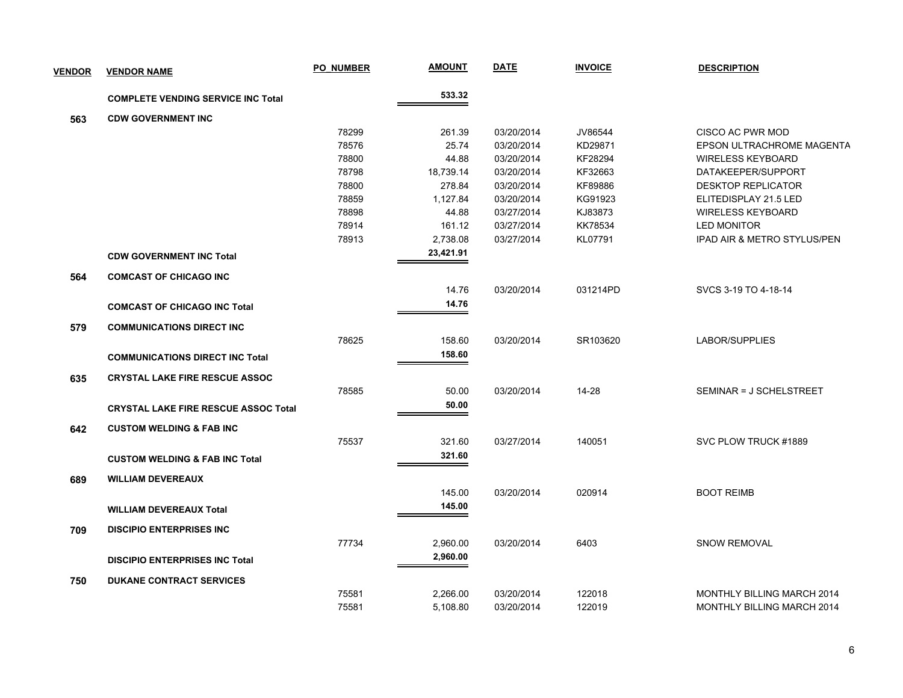| VENDOR | VENDOR NAME | PO_NUMBER | AMOUNT | DATE | INVOICE | DESCRIPTION |
|---|---|---|---|---|---|---|
| | **COMPLETE VENDING SERVICE INC Total** | | **533.32** | | | |
| **563** | **CDW GOVERNMENT INC** | | | | | |
| | | 78299 | 261.39 | 03/20/2014 | JV86544 | CISCO AC PWR MOD |
| | | 78576 | 25.74 | 03/20/2014 | KD29871 | EPSON ULTRACHROME MAGENTA |
| | | 78800 | 44.88 | 03/20/2014 | KF28294 | WIRELESS KEYBOARD |
| | | 78798 | 18,739.14 | 03/20/2014 | KF32663 | DATAKEEPER/SUPPORT |
| | | 78800 | 278.84 | 03/20/2014 | KF89886 | DESKTOP REPLICATOR |
| | | 78859 | 1,127.84 | 03/20/2014 | KG91923 | ELITEDISPLAY 21.5 LED |
| | | 78898 | 44.88 | 03/27/2014 | KJ83873 | WIRELESS KEYBOARD |
| | | 78914 | 161.12 | 03/27/2014 | KK78534 | LED MONITOR |
| | | 78913 | 2,738.08 | 03/27/2014 | KL07791 | IPAD AIR & METRO STYLUS/PEN |
| | **CDW GOVERNMENT INC Total** | | **23,421.91** | | | |
| **564** | **COMCAST OF CHICAGO INC** | | | | | |
| | | | 14.76 | 03/20/2014 | 031214PD | SVCS 3-19 TO 4-18-14 |
| | **COMCAST OF CHICAGO INC Total** | | **14.76** | | | |
| **579** | **COMMUNICATIONS DIRECT INC** | | | | | |
| | | 78625 | 158.60 | 03/20/2014 | SR103620 | LABOR/SUPPLIES |
| | **COMMUNICATIONS DIRECT INC Total** | | **158.60** | | | |
| **635** | **CRYSTAL LAKE FIRE RESCUE ASSOC** | | | | | |
| | | 78585 | 50.00 | 03/20/2014 | 14-28 | SEMINAR = J SCHELSTREET |
| | **CRYSTAL LAKE FIRE RESCUE ASSOC Total** | | **50.00** | | | |
| **642** | **CUSTOM WELDING & FAB INC** | | | | | |
| | | 75537 | 321.60 | 03/27/2014 | 140051 | SVC PLOW TRUCK #1889 |
| | **CUSTOM WELDING & FAB INC Total** | | **321.60** | | | |
| **689** | **WILLIAM DEVEREAUX** | | | | | |
| | | | 145.00 | 03/20/2014 | 020914 | BOOT REIMB |
| | **WILLIAM DEVEREAUX Total** | | **145.00** | | | |
| **709** | **DISCIPIO ENTERPRISES INC** | | | | | |
| | | 77734 | 2,960.00 | 03/20/2014 | 6403 | SNOW REMOVAL |
| | **DISCIPIO ENTERPRISES INC Total** | | **2,960.00** | | | |
| **750** | **DUKANE CONTRACT SERVICES** | | | | | |
| | | 75581 | 2,266.00 | 03/20/2014 | 122018 | MONTHLY BILLING MARCH 2014 |
| | | 75581 | 5,108.80 | 03/20/2014 | 122019 | MONTHLY BILLING MARCH 2014 |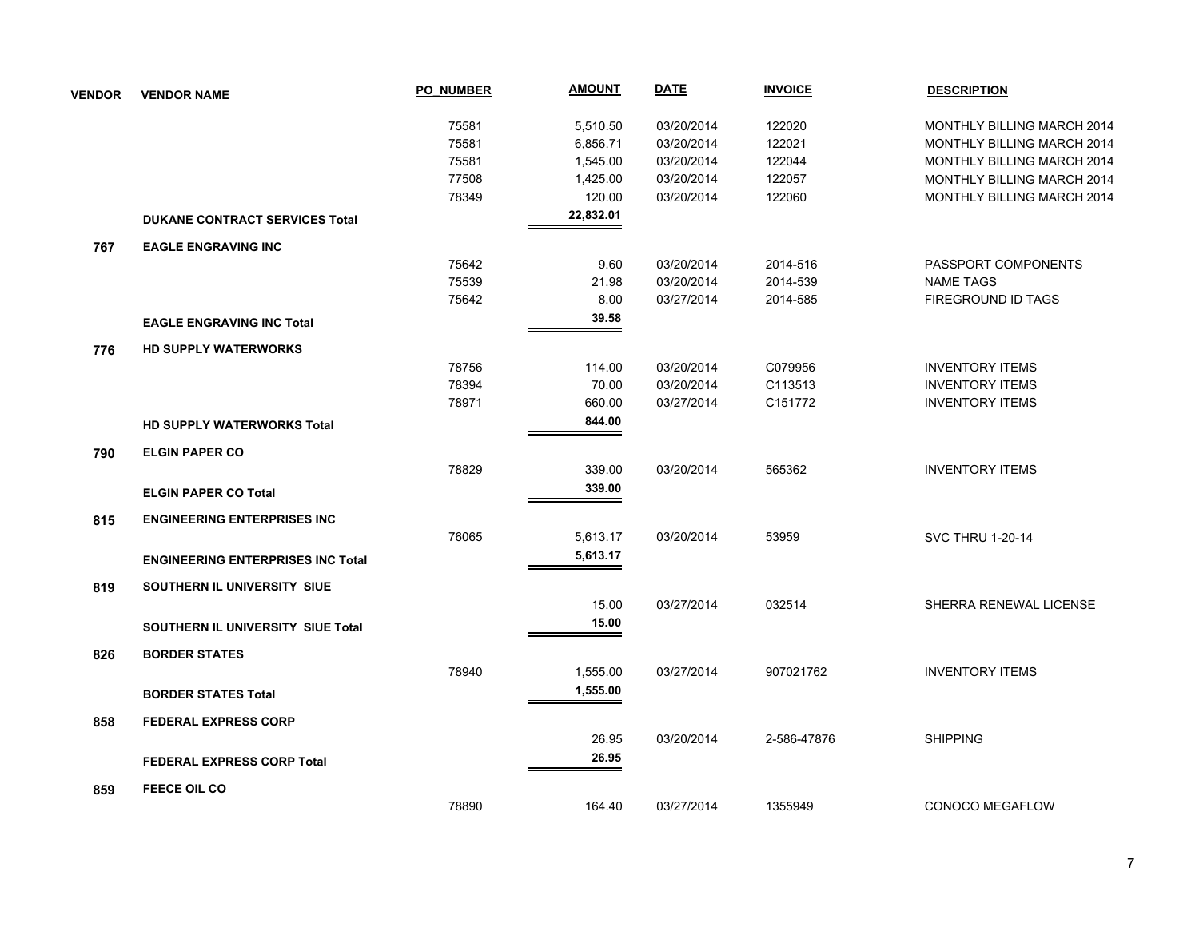| VENDOR | VENDOR NAME | PO_NUMBER | AMOUNT | DATE | INVOICE | DESCRIPTION |
|---|---|---|---|---|---|---|
| | | 75581 | 5,510.50 | 03/20/2014 | 122020 | MONTHLY BILLING MARCH 2014 |
| | | 75581 | 6,856.71 | 03/20/2014 | 122021 | MONTHLY BILLING MARCH 2014 |
| | | 75581 | 1,545.00 | 03/20/2014 | 122044 | MONTHLY BILLING MARCH 2014 |
| | | 77508 | 1,425.00 | 03/20/2014 | 122057 | MONTHLY BILLING MARCH 2014 |
| | | 78349 | 120.00 | 03/20/2014 | 122060 | MONTHLY BILLING MARCH 2014 |
| | **DUKANE CONTRACT SERVICES Total** | | **22,832.01** | | | |
| **767** | **EAGLE ENGRAVING INC** | | | | | |
| | | 75642 | 9.60 | 03/20/2014 | 2014-516 | PASSPORT COMPONENTS |
| | | 75539 | 21.98 | 03/20/2014 | 2014-539 | NAME TAGS |
| | | 75642 | 8.00 | 03/27/2014 | 2014-585 | FIREGROUND ID TAGS |
| | **EAGLE ENGRAVING INC Total** | | **39.58** | | | |
| **776** | **HD SUPPLY WATERWORKS** | | | | | |
| | | 78756 | 114.00 | 03/20/2014 | C079956 | INVENTORY ITEMS |
| | | 78394 | 70.00 | 03/20/2014 | C113513 | INVENTORY ITEMS |
| | | 78971 | 660.00 | 03/27/2014 | C151772 | INVENTORY ITEMS |
| | **HD SUPPLY WATERWORKS Total** | | **844.00** | | | |
| **790** | **ELGIN PAPER CO** | | | | | |
| | | 78829 | 339.00 | 03/20/2014 | 565362 | INVENTORY ITEMS |
| | **ELGIN PAPER CO Total** | | **339.00** | | | |
| **815** | **ENGINEERING ENTERPRISES INC** | | | | | |
| | | 76065 | 5,613.17 | 03/20/2014 | 53959 | SVC THRU 1-20-14 |
| | **ENGINEERING ENTERPRISES INC Total** | | **5,613.17** | | | |
| **819** | **SOUTHERN IL UNIVERSITY SIUE** | | | | | |
| | | | 15.00 | 03/27/2014 | 032514 | SHERRA RENEWAL LICENSE |
| | **SOUTHERN IL UNIVERSITY SIUE Total** | | **15.00** | | | |
| **826** | **BORDER STATES** | | | | | |
| | | 78940 | 1,555.00 | 03/27/2014 | 907021762 | INVENTORY ITEMS |
| | **BORDER STATES Total** | | **1,555.00** | | | |
| **858** | **FEDERAL EXPRESS CORP** | | | | | |
| | | | 26.95 | 03/20/2014 | 2-586-47876 | SHIPPING |
| | **FEDERAL EXPRESS CORP Total** | | **26.95** | | | |
| **859** | **FEECE OIL CO** | | | | | |
| | | 78890 | 164.40 | 03/27/2014 | 1355949 | CONOCO MEGAFLOW |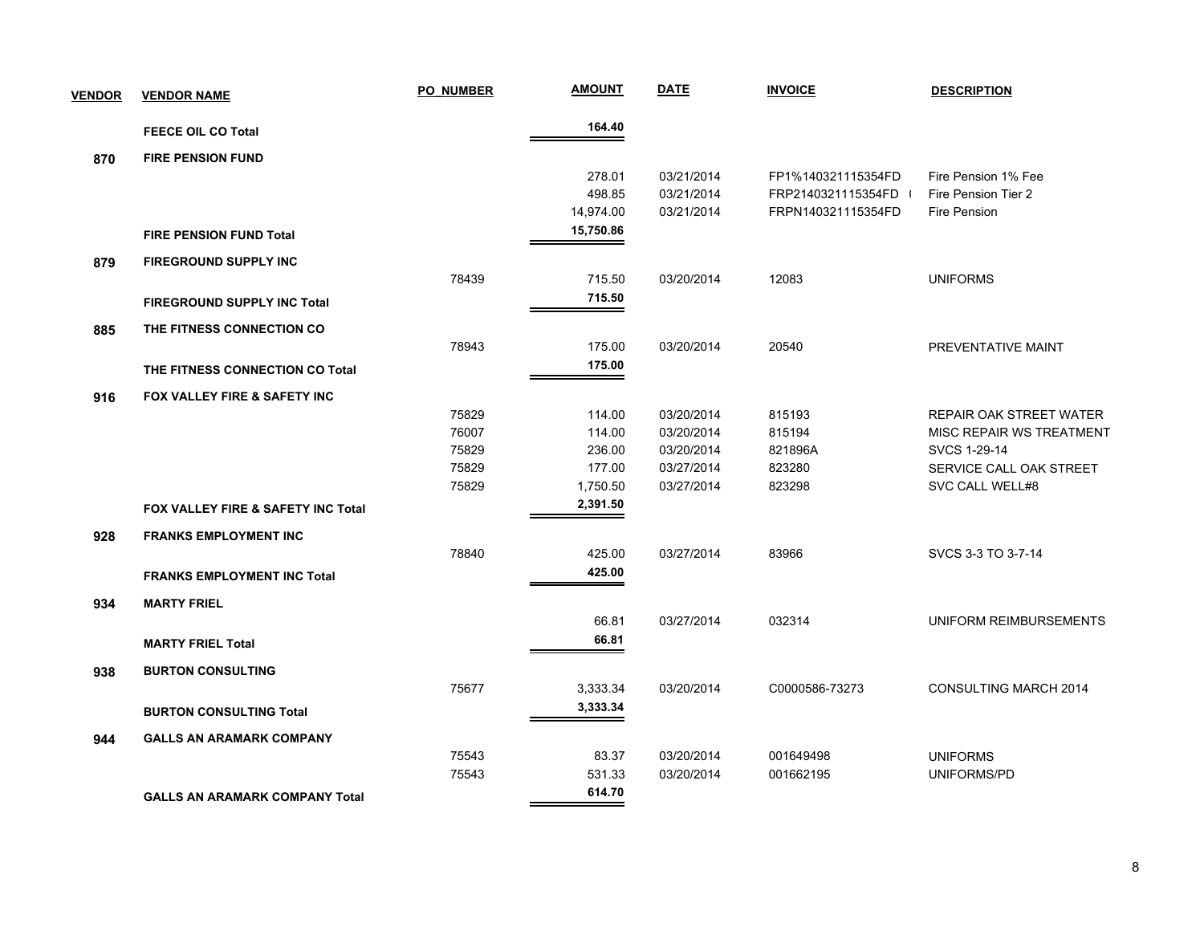| VENDOR | VENDOR NAME | PO_NUMBER | AMOUNT | DATE | INVOICE | DESCRIPTION |
|---|---|---|---|---|---|---|
| | **FEECE OIL CO Total** | | **164.40** | | | |
| **870** | **FIRE PENSION FUND** | | | | | |
| | | | 278.01 | 03/21/2014 | FP1%140321115354FD | Fire Pension 1% Fee |
| | | | 498.85 | 03/21/2014 | FRP2140321115354FD ( | Fire Pension Tier 2 |
| | | | 14,974.00 | 03/21/2014 | FRPN140321115354FD | Fire Pension |
| | **FIRE PENSION FUND Total** | | **15,750.86** | | | |
| **879** | **FIREGROUND SUPPLY INC** | | | | | |
| | | 78439 | 715.50 | 03/20/2014 | 12083 | UNIFORMS |
| | **FIREGROUND SUPPLY INC Total** | | **715.50** | | | |
| **885** | **THE FITNESS CONNECTION CO** | | | | | |
| | | 78943 | 175.00 | 03/20/2014 | 20540 | PREVENTATIVE MAINT |
| | **THE FITNESS CONNECTION CO Total** | | **175.00** | | | |
| **916** | **FOX VALLEY FIRE & SAFETY INC** | | | | | |
| | | 75829 | 114.00 | 03/20/2014 | 815193 | REPAIR OAK STREET WATER |
| | | 76007 | 114.00 | 03/20/2014 | 815194 | MISC REPAIR WS TREATMENT |
| | | 75829 | 236.00 | 03/20/2014 | 821896A | SVCS 1-29-14 |
| | | 75829 | 177.00 | 03/27/2014 | 823280 | SERVICE CALL OAK STREET |
| | | 75829 | 1,750.50 | 03/27/2014 | 823298 | SVC CALL WELL#8 |
| | **FOX VALLEY FIRE & SAFETY INC Total** | | **2,391.50** | | | |
| **928** | **FRANKS EMPLOYMENT INC** | | | | | |
| | | 78840 | 425.00 | 03/27/2014 | 83966 | SVCS 3-3 TO 3-7-14 |
| | **FRANKS EMPLOYMENT INC Total** | | **425.00** | | | |
| **934** | **MARTY FRIEL** | | | | | |
| | | | 66.81 | 03/27/2014 | 032314 | UNIFORM REIMBURSEMENTS |
| | **MARTY FRIEL Total** | | **66.81** | | | |
| **938** | **BURTON CONSULTING** | | | | | |
| | | 75677 | 3,333.34 | 03/20/2014 | C0000586-73273 | CONSULTING MARCH 2014 |
| | **BURTON CONSULTING Total** | | **3,333.34** | | | |
| **944** | **GALLS AN ARAMARK COMPANY** | | | | | |
| | | 75543 | 83.37 | 03/20/2014 | 001649498 | UNIFORMS |
| | | 75543 | 531.33 | 03/20/2014 | 001662195 | UNIFORMS/PD |
| | **GALLS AN ARAMARK COMPANY Total** | | **614.70** | | | |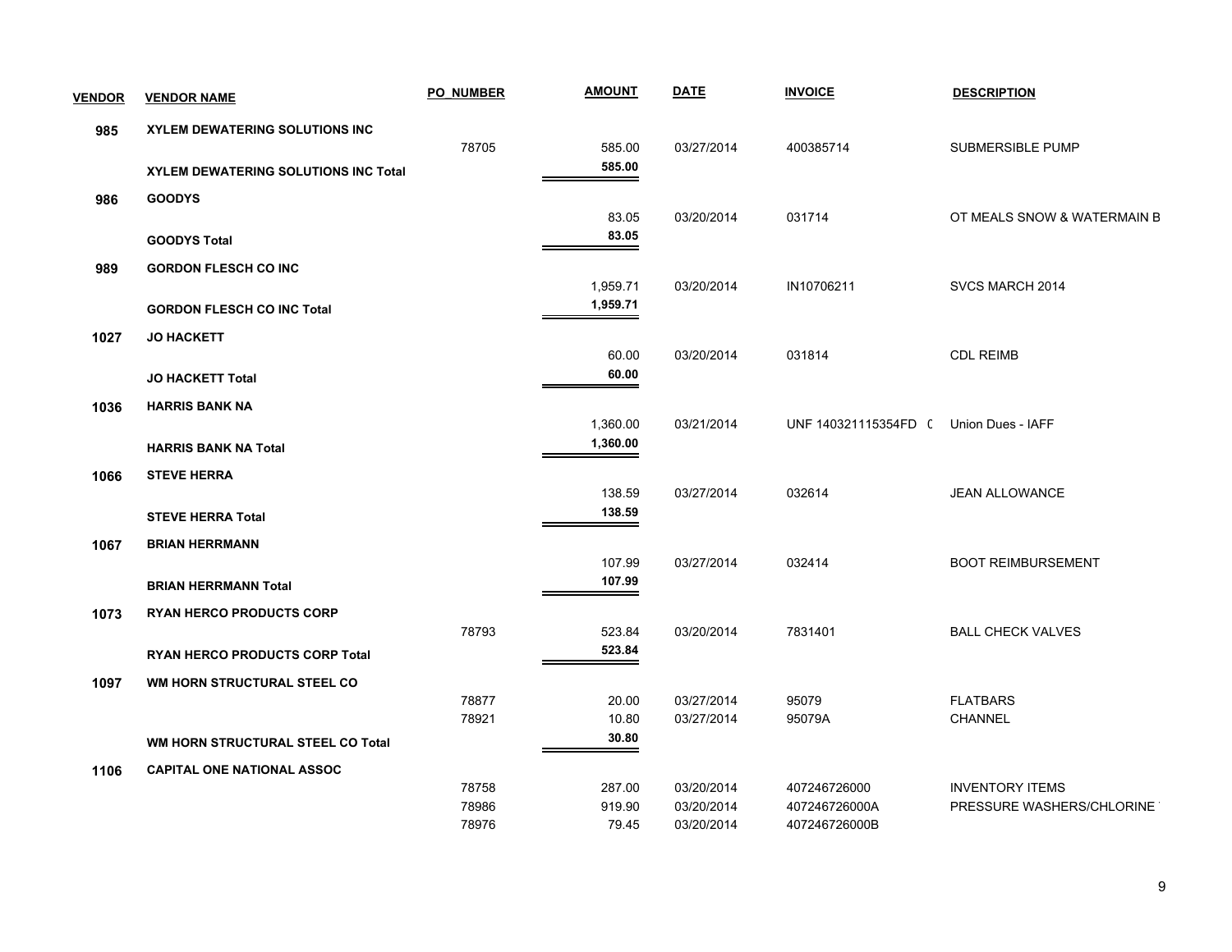| VENDOR | VENDOR NAME | PO_NUMBER | AMOUNT | DATE | INVOICE | DESCRIPTION |
|---|---|---|---|---|---|---|
| 985 | XYLEM DEWATERING SOLUTIONS INC | | | | | |
| | | 78705 | 585.00 | 03/27/2014 | 400385714 | SUBMERSIBLE PUMP |
| | XYLEM DEWATERING SOLUTIONS INC Total | | 585.00 | | | |
| 986 | GOODYS | | | | | |
| | | | 83.05 | 03/20/2014 | 031714 | OT MEALS SNOW & WATERMAIN B |
| | GOODYS Total | | 83.05 | | | |
| 989 | GORDON FLESCH CO INC | | | | | |
| | | | 1,959.71 | 03/20/2014 | IN10706211 | SVCS MARCH 2014 |
| | GORDON FLESCH CO INC Total | | 1,959.71 | | | |
| 1027 | JO HACKETT | | | | | |
| | | | 60.00 | 03/20/2014 | 031814 | CDL REIMB |
| | JO HACKETT Total | | 60.00 | | | |
| 1036 | HARRIS BANK NA | | | | | |
| | | | 1,360.00 | 03/21/2014 | UNF 140321115354FD ( | Union Dues - IAFF |
| | HARRIS BANK NA Total | | 1,360.00 | | | |
| 1066 | STEVE HERRA | | | | | |
| | | | 138.59 | 03/27/2014 | 032614 | JEAN ALLOWANCE |
| | STEVE HERRA Total | | 138.59 | | | |
| 1067 | BRIAN HERRMANN | | | | | |
| | | | 107.99 | 03/27/2014 | 032414 | BOOT REIMBURSEMENT |
| | BRIAN HERRMANN Total | | 107.99 | | | |
| 1073 | RYAN HERCO PRODUCTS CORP | | | | | |
| | | 78793 | 523.84 | 03/20/2014 | 7831401 | BALL CHECK VALVES |
| | RYAN HERCO PRODUCTS CORP Total | | 523.84 | | | |
| 1097 | WM HORN STRUCTURAL STEEL CO | | | | | |
| | | 78877 | 20.00 | 03/27/2014 | 95079 | FLATBARS |
| | | 78921 | 10.80 | 03/27/2014 | 95079A | CHANNEL |
| | WM HORN STRUCTURAL STEEL CO Total | | 30.80 | | | |
| 1106 | CAPITAL ONE NATIONAL ASSOC | | | | | |
| | | 78758 | 287.00 | 03/20/2014 | 407246726000 | INVENTORY ITEMS |
| | | 78986 | 919.90 | 03/20/2014 | 407246726000A | PRESSURE WASHERS/CHLORINE |
| | | 78976 | 79.45 | 03/20/2014 | 407246726000B | |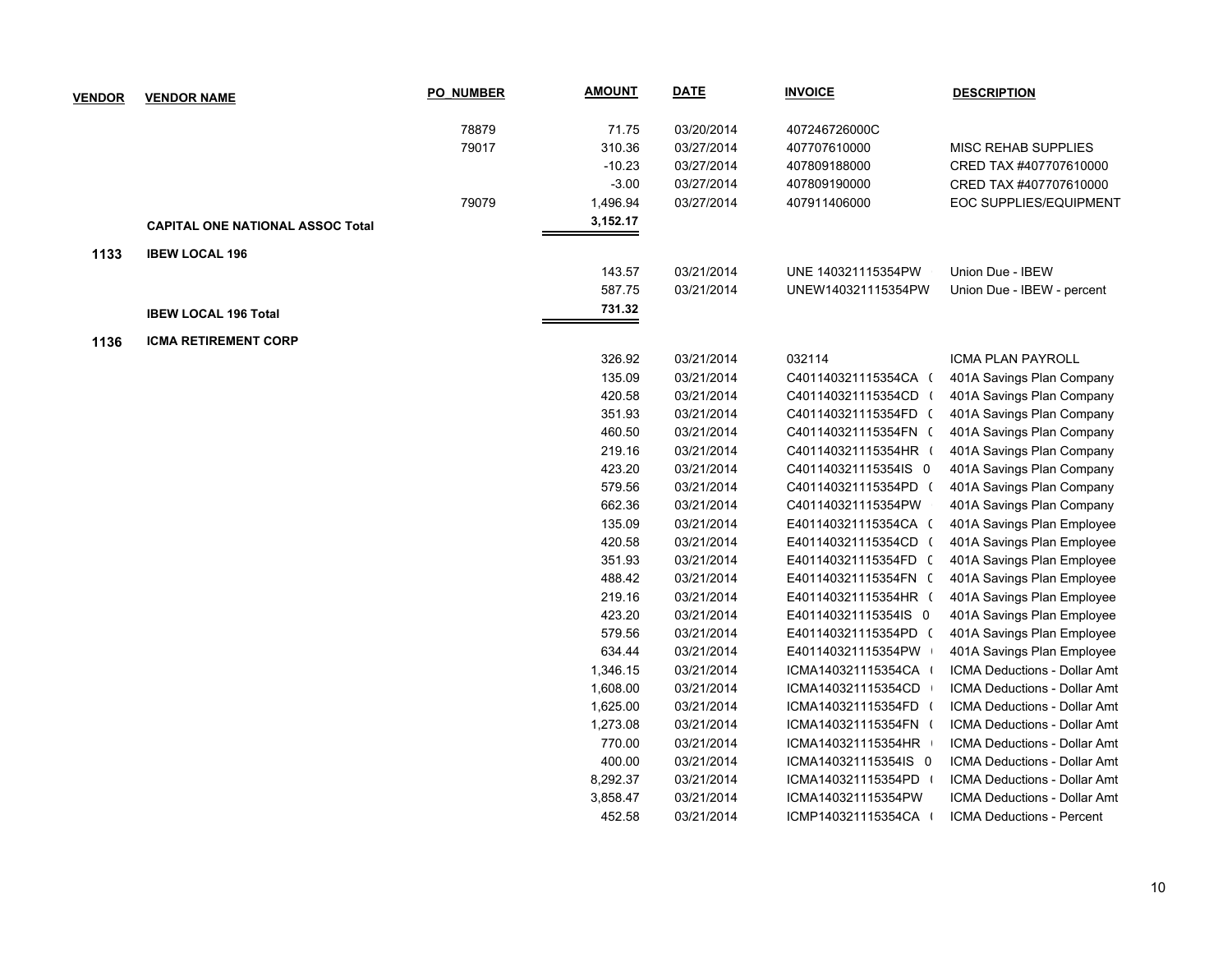| VENDOR | VENDOR NAME | PO_NUMBER | AMOUNT | DATE | INVOICE | DESCRIPTION |
|---|---|---|---|---|---|---|
| | | 78879 | 71.75 | 03/20/2014 | 407246726000C | |
| | | 79017 | 310.36 | 03/27/2014 | 407707610000 | MISC REHAB SUPPLIES |
| | | | -10.23 | 03/27/2014 | 407809188000 | CRED TAX #407707610000 |
| | | | -3.00 | 03/27/2014 | 407809190000 | CRED TAX #407707610000 |
| | | 79079 | 1,496.94 | 03/27/2014 | 407911406000 | EOC SUPPLIES/EQUIPMENT |
| | **CAPITAL ONE NATIONAL ASSOC Total** | | **3,152.17** | | | |
| **1133** | **IBEW LOCAL 196** | | | | | |
| | | | 143.57 | 03/21/2014 | UNE 140321115354PW | Union Due - IBEW |
| | | | 587.75 | 03/21/2014 | UNEW140321115354PW | Union Due - IBEW - percent |
| | **IBEW LOCAL 196 Total** | | **731.32** | | | |
| **1136** | **ICMA RETIREMENT CORP** | | | | | |
| | | | 326.92 | 03/21/2014 | 032114 | ICMA PLAN PAYROLL |
| | | | 135.09 | 03/21/2014 | C401140321115354CA ( | 401A Savings Plan Company |
| | | | 420.58 | 03/21/2014 | C401140321115354CD ( | 401A Savings Plan Company |
| | | | 351.93 | 03/21/2014 | C401140321115354FD ( | 401A Savings Plan Company |
| | | | 460.50 | 03/21/2014 | C401140321115354FN ( | 401A Savings Plan Company |
| | | | 219.16 | 03/21/2014 | C401140321115354HR ( | 401A Savings Plan Company |
| | | | 423.20 | 03/21/2014 | C401140321115354IS 0 | 401A Savings Plan Company |
| | | | 579.56 | 03/21/2014 | C401140321115354PD ( | 401A Savings Plan Company |
| | | | 662.36 | 03/21/2014 | C401140321115354PW | 401A Savings Plan Company |
| | | | 135.09 | 03/21/2014 | E401140321115354CA ( | 401A Savings Plan Employee |
| | | | 420.58 | 03/21/2014 | E401140321115354CD ( | 401A Savings Plan Employee |
| | | | 351.93 | 03/21/2014 | E401140321115354FD ( | 401A Savings Plan Employee |
| | | | 488.42 | 03/21/2014 | E401140321115354FN ( | 401A Savings Plan Employee |
| | | | 219.16 | 03/21/2014 | E401140321115354HR ( | 401A Savings Plan Employee |
| | | | 423.20 | 03/21/2014 | E401140321115354IS 0 | 401A Savings Plan Employee |
| | | | 579.56 | 03/21/2014 | E401140321115354PD ( | 401A Savings Plan Employee |
| | | | 634.44 | 03/21/2014 | E401140321115354PW | 401A Savings Plan Employee |
| | | | 1,346.15 | 03/21/2014 | ICMA140321115354CA ( | ICMA Deductions - Dollar Amt |
| | | | 1,608.00 | 03/21/2014 | ICMA140321115354CD | ICMA Deductions - Dollar Amt |
| | | | 1,625.00 | 03/21/2014 | ICMA140321115354FD ( | ICMA Deductions - Dollar Amt |
| | | | 1,273.08 | 03/21/2014 | ICMA140321115354FN ( | ICMA Deductions - Dollar Amt |
| | | | 770.00 | 03/21/2014 | ICMA140321115354HR | ICMA Deductions - Dollar Amt |
| | | | 400.00 | 03/21/2014 | ICMA140321115354IS 0 | ICMA Deductions - Dollar Amt |
| | | | 8,292.37 | 03/21/2014 | ICMA140321115354PD ( | ICMA Deductions - Dollar Amt |
| | | | 3,858.47 | 03/21/2014 | ICMA140321115354PW | ICMA Deductions - Dollar Amt |
| | | | 452.58 | 03/21/2014 | ICMP140321115354CA ( | ICMA Deductions - Percent |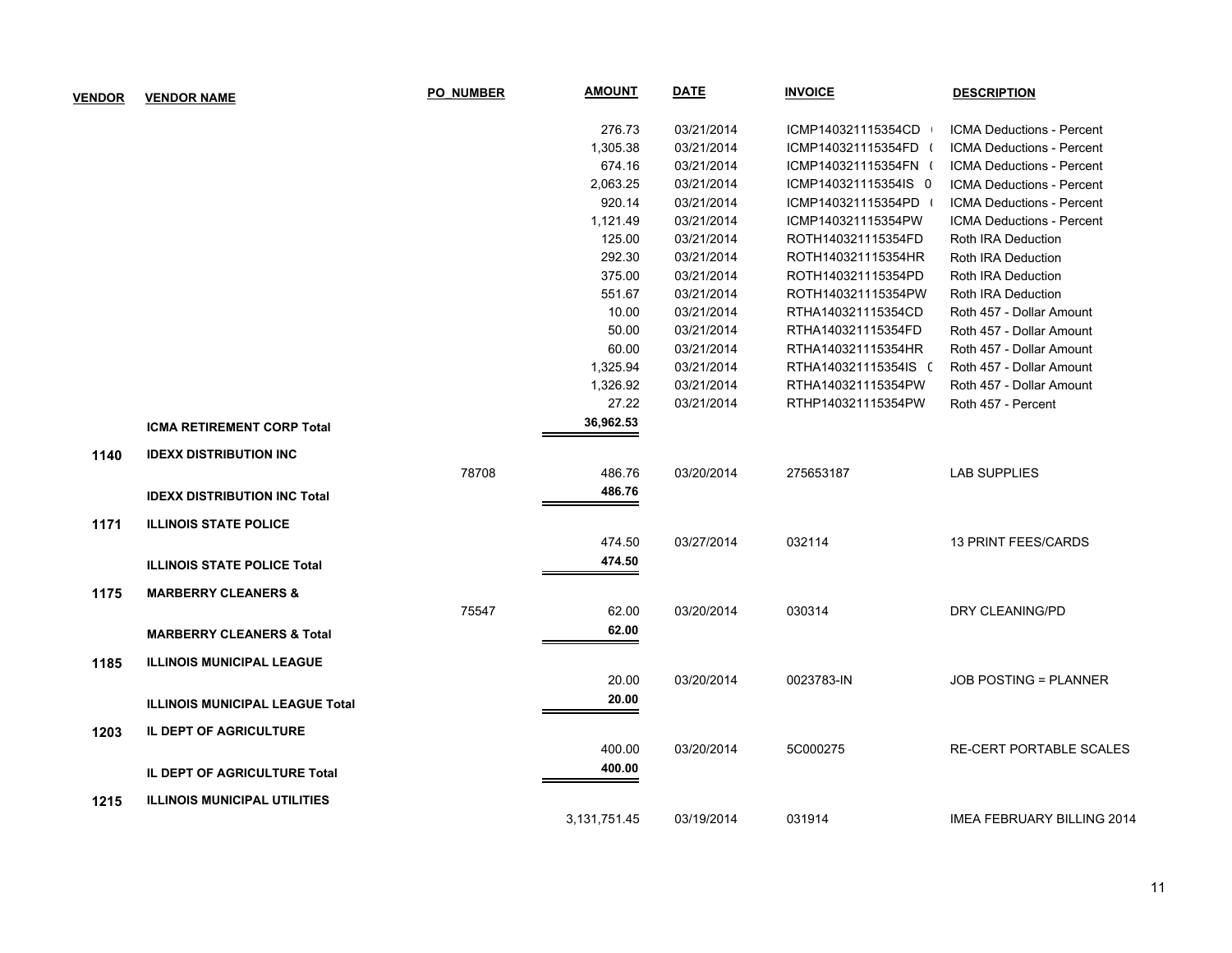| VENDOR | VENDOR NAME | PO_NUMBER | AMOUNT | DATE | INVOICE | DESCRIPTION |
|---|---|---|---|---|---|---|
| | | | 276.73 | 03/21/2014 | ICMP140321115354CD ( | ICMA Deductions - Percent |
| | | | 1,305.38 | 03/21/2014 | ICMP140321115354FD ( | ICMA Deductions - Percent |
| | | | 674.16 | 03/21/2014 | ICMP140321115354FN ( | ICMA Deductions - Percent |
| | | | 2,063.25 | 03/21/2014 | ICMP140321115354IS 0 | ICMA Deductions - Percent |
| | | | 920.14 | 03/21/2014 | ICMP140321115354PD ( | ICMA Deductions - Percent |
| | | | 1,121.49 | 03/21/2014 | ICMP140321115354PW | ICMA Deductions - Percent |
| | | | 125.00 | 03/21/2014 | ROTH140321115354FD | Roth IRA Deduction |
| | | | 292.30 | 03/21/2014 | ROTH140321115354HR | Roth IRA Deduction |
| | | | 375.00 | 03/21/2014 | ROTH140321115354PD | Roth IRA Deduction |
| | | | 551.67 | 03/21/2014 | ROTH140321115354PW | Roth IRA Deduction |
| | | | 10.00 | 03/21/2014 | RTHA140321115354CD | Roth 457 - Dollar Amount |
| | | | 50.00 | 03/21/2014 | RTHA140321115354FD | Roth 457 - Dollar Amount |
| | | | 60.00 | 03/21/2014 | RTHA140321115354HR | Roth 457 - Dollar Amount |
| | | | 1,325.94 | 03/21/2014 | RTHA140321115354IS ( | Roth 457 - Dollar Amount |
| | | | 1,326.92 | 03/21/2014 | RTHA140321115354PW | Roth 457 - Dollar Amount |
| | | | 27.22 | 03/21/2014 | RTHP140321115354PW | Roth 457 - Percent |
| | **ICMA RETIREMENT CORP Total** | | **36,962.53** | | | |
| **1140** | **IDEXX DISTRIBUTION INC** | | | | | |
| | | 78708 | 486.76 | 03/20/2014 | 275653187 | LAB SUPPLIES |
| | **IDEXX DISTRIBUTION INC Total** | | **486.76** | | | |
| **1171** | **ILLINOIS STATE POLICE** | | | | | |
| | | | 474.50 | 03/27/2014 | 032114 | 13 PRINT FEES/CARDS |
| | **ILLINOIS STATE POLICE Total** | | **474.50** | | | |
| **1175** | **MARBERRY CLEANERS &** | | | | | |
| | | 75547 | 62.00 | 03/20/2014 | 030314 | DRY CLEANING/PD |
| | **MARBERRY CLEANERS & Total** | | **62.00** | | | |
| **1185** | **ILLINOIS MUNICIPAL LEAGUE** | | | | | |
| | | | 20.00 | 03/20/2014 | 0023783-IN | JOB POSTING = PLANNER |
| | **ILLINOIS MUNICIPAL LEAGUE Total** | | **20.00** | | | |
| **1203** | **IL DEPT OF AGRICULTURE** | | | | | |
| | | | 400.00 | 03/20/2014 | 5C000275 | RE-CERT PORTABLE SCALES |
| | **IL DEPT OF AGRICULTURE Total** | | **400.00** | | | |
| **1215** | **ILLINOIS MUNICIPAL UTILITIES** | | | | | |
| | | | 3,131,751.45 | 03/19/2014 | 031914 | IMEA FEBRUARY BILLING 2014 |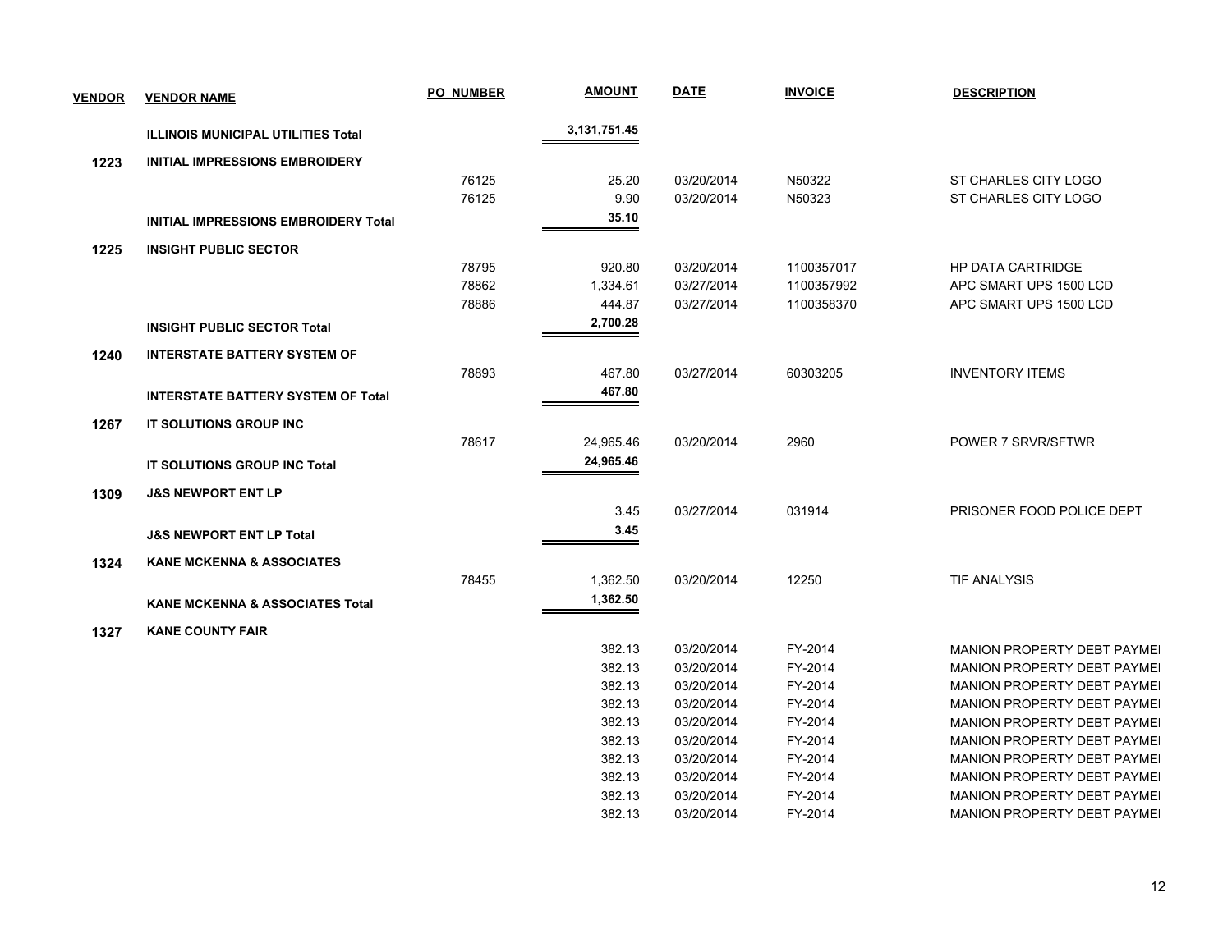| VENDOR | VENDOR NAME | PO_NUMBER | AMOUNT | DATE | INVOICE | DESCRIPTION |
|---|---|---|---|---|---|---|
| | **ILLINOIS MUNICIPAL UTILITIES Total** | | **3,131,751.45** | | | |
| **1223** | **INITIAL IMPRESSIONS EMBROIDERY** | | | | | |
| | | 76125 | 25.20 | 03/20/2014 | N50322 | ST CHARLES CITY LOGO |
| | | 76125 | 9.90 | 03/20/2014 | N50323 | ST CHARLES CITY LOGO |
| | **INITIAL IMPRESSIONS EMBROIDERY Total** | | **35.10** | | | |
| **1225** | **INSIGHT PUBLIC SECTOR** | | | | | |
| | | 78795 | 920.80 | 03/20/2014 | 1100357017 | HP DATA CARTRIDGE |
| | | 78862 | 1,334.61 | 03/27/2014 | 1100357992 | APC SMART UPS 1500 LCD |
| | | 78886 | 444.87 | 03/27/2014 | 1100358370 | APC SMART UPS 1500 LCD |
| | **INSIGHT PUBLIC SECTOR Total** | | **2,700.28** | | | |
| **1240** | **INTERSTATE BATTERY SYSTEM OF** | | | | | |
| | | 78893 | 467.80 | 03/27/2014 | 60303205 | INVENTORY ITEMS |
| | **INTERSTATE BATTERY SYSTEM OF Total** | | **467.80** | | | |
| **1267** | **IT SOLUTIONS GROUP INC** | | | | | |
| | | 78617 | 24,965.46 | 03/20/2014 | 2960 | POWER 7 SRVR/SFTWR |
| | **IT SOLUTIONS GROUP INC Total** | | **24,965.46** | | | |
| **1309** | **J&S NEWPORT ENT LP** | | | | | |
| | | | 3.45 | 03/27/2014 | 031914 | PRISONER FOOD POLICE DEPT |
| | **J&S NEWPORT ENT LP Total** | | **3.45** | | | |
| **1324** | **KANE MCKENNA & ASSOCIATES** | | | | | |
| | | 78455 | 1,362.50 | 03/20/2014 | 12250 | TIF ANALYSIS |
| | **KANE MCKENNA & ASSOCIATES Total** | | **1,362.50** | | | |
| **1327** | **KANE COUNTY FAIR** | | | | | |
| | | | 382.13 | 03/20/2014 | FY-2014 | MANION PROPERTY DEBT PAYMEI |
| | | | 382.13 | 03/20/2014 | FY-2014 | MANION PROPERTY DEBT PAYMEI |
| | | | 382.13 | 03/20/2014 | FY-2014 | MANION PROPERTY DEBT PAYMEI |
| | | | 382.13 | 03/20/2014 | FY-2014 | MANION PROPERTY DEBT PAYMEI |
| | | | 382.13 | 03/20/2014 | FY-2014 | MANION PROPERTY DEBT PAYMEI |
| | | | 382.13 | 03/20/2014 | FY-2014 | MANION PROPERTY DEBT PAYMEI |
| | | | 382.13 | 03/20/2014 | FY-2014 | MANION PROPERTY DEBT PAYMEI |
| | | | 382.13 | 03/20/2014 | FY-2014 | MANION PROPERTY DEBT PAYMEI |
| | | | 382.13 | 03/20/2014 | FY-2014 | MANION PROPERTY DEBT PAYMEI |
| | | | 382.13 | 03/20/2014 | FY-2014 | MANION PROPERTY DEBT PAYMEI |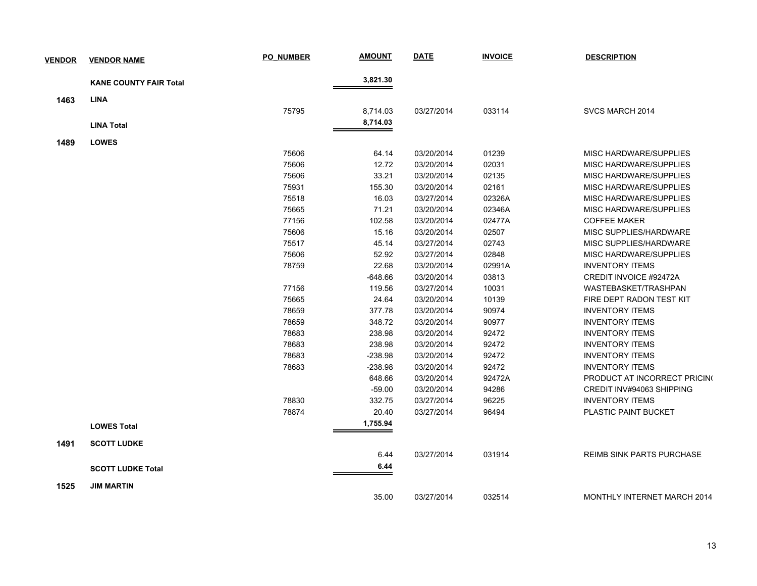| VENDOR | VENDOR NAME | PO_NUMBER | AMOUNT | DATE | INVOICE | DESCRIPTION |
|---|---|---|---|---|---|---|
| | **KANE COUNTY FAIR Total** | | **3,821.30** | | | |
| **1463** | **LINA** | | | | | |
| | | 75795 | 8,714.03 | 03/27/2014 | 033114 | SVCS MARCH 2014 |
| | **LINA Total** | | **8,714.03** | | | |
| **1489** | **LOWES** | | | | | |
| | | 75606 | 64.14 | 03/20/2014 | 01239 | MISC HARDWARE/SUPPLIES |
| | | 75606 | 12.72 | 03/20/2014 | 02031 | MISC HARDWARE/SUPPLIES |
| | | 75606 | 33.21 | 03/20/2014 | 02135 | MISC HARDWARE/SUPPLIES |
| | | 75931 | 155.30 | 03/20/2014 | 02161 | MISC HARDWARE/SUPPLIES |
| | | 75518 | 16.03 | 03/27/2014 | 02326A | MISC HARDWARE/SUPPLIES |
| | | 75665 | 71.21 | 03/20/2014 | 02346A | MISC HARDWARE/SUPPLIES |
| | | 77156 | 102.58 | 03/20/2014 | 02477A | COFFEE MAKER |
| | | 75606 | 15.16 | 03/20/2014 | 02507 | MISC SUPPLIES/HARDWARE |
| | | 75517 | 45.14 | 03/27/2014 | 02743 | MISC SUPPLIES/HARDWARE |
| | | 75606 | 52.92 | 03/27/2014 | 02848 | MISC HARDWARE/SUPPLIES |
| | | 78759 | 22.68 | 03/20/2014 | 02991A | INVENTORY ITEMS |
| | | | -648.66 | 03/20/2014 | 03813 | CREDIT INVOICE #92472A |
| | | 77156 | 119.56 | 03/27/2014 | 10031 | WASTEBASKET/TRASHPAN |
| | | 75665 | 24.64 | 03/20/2014 | 10139 | FIRE DEPT RADON TEST KIT |
| | | 78659 | 377.78 | 03/20/2014 | 90974 | INVENTORY ITEMS |
| | | 78659 | 348.72 | 03/20/2014 | 90977 | INVENTORY ITEMS |
| | | 78683 | 238.98 | 03/20/2014 | 92472 | INVENTORY ITEMS |
| | | 78683 | 238.98 | 03/20/2014 | 92472 | INVENTORY ITEMS |
| | | 78683 | -238.98 | 03/20/2014 | 92472 | INVENTORY ITEMS |
| | | 78683 | -238.98 | 03/20/2014 | 92472 | INVENTORY ITEMS |
| | | | 648.66 | 03/20/2014 | 92472A | PRODUCT AT INCORRECT PRICIN( |
| | | | -59.00 | 03/20/2014 | 94286 | CREDIT INV#94063 SHIPPING |
| | | 78830 | 332.75 | 03/27/2014 | 96225 | INVENTORY ITEMS |
| | | 78874 | 20.40 | 03/27/2014 | 96494 | PLASTIC PAINT BUCKET |
| | **LOWES Total** | | **1,755.94** | | | |
| **1491** | **SCOTT LUDKE** | | | | | |
| | | | 6.44 | 03/27/2014 | 031914 | REIMB SINK PARTS PURCHASE |
| | **SCOTT LUDKE Total** | | **6.44** | | | |
| **1525** | **JIM MARTIN** | | | | | |
| | | | 35.00 | 03/27/2014 | 032514 | MONTHLY INTERNET MARCH 2014 |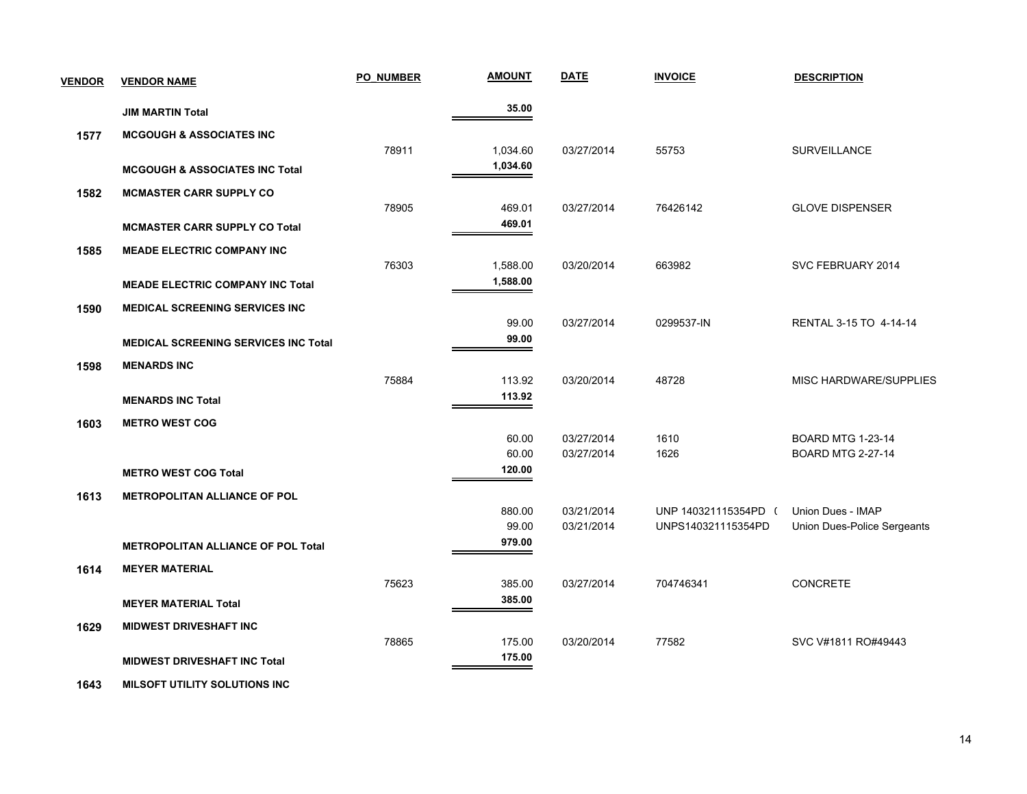| VENDOR | VENDOR NAME | PO_NUMBER | AMOUNT | DATE | INVOICE | DESCRIPTION |
|---|---|---|---|---|---|---|
| | **JIM MARTIN Total** | | **35.00** | | | |
| **1577** | **MCGOUGH & ASSOCIATES INC** | | | | | |
| | | 78911 | 1,034.60 | 03/27/2014 | 55753 | SURVEILLANCE |
| | **MCGOUGH & ASSOCIATES INC Total** | | **1,034.60** | | | |
| **1582** | **MCMASTER CARR SUPPLY CO** | | | | | |
| | | 78905 | 469.01 | 03/27/2014 | 76426142 | GLOVE DISPENSER |
| | **MCMASTER CARR SUPPLY CO Total** | | **469.01** | | | |
| **1585** | **MEADE ELECTRIC COMPANY INC** | | | | | |
| | | 76303 | 1,588.00 | 03/20/2014 | 663982 | SVC FEBRUARY 2014 |
| | **MEADE ELECTRIC COMPANY INC Total** | | **1,588.00** | | | |
| **1590** | **MEDICAL SCREENING SERVICES INC** | | | | | |
| | | | 99.00 | 03/27/2014 | 0299537-IN | RENTAL 3-15 TO 4-14-14 |
| | **MEDICAL SCREENING SERVICES INC Total** | | **99.00** | | | |
| **1598** | **MENARDS INC** | | | | | |
| | | 75884 | 113.92 | 03/20/2014 | 48728 | MISC HARDWARE/SUPPLIES |
| | **MENARDS INC Total** | | **113.92** | | | |
| **1603** | **METRO WEST COG** | | | | | |
| | | | 60.00 | 03/27/2014 | 1610 | BOARD MTG 1-23-14 |
| | | | 60.00 | 03/27/2014 | 1626 | BOARD MTG 2-27-14 |
| | **METRO WEST COG Total** | | **120.00** | | | |
| **1613** | **METROPOLITAN ALLIANCE OF POL** | | | | | |
| | | | 880.00 | 03/21/2014 | UNP 140321115354PD ( | Union Dues - IMAP |
| | | | 99.00 | 03/21/2014 | UNPS140321115354PD | Union Dues-Police Sergeants |
| | **METROPOLITAN ALLIANCE OF POL Total** | | **979.00** | | | |
| **1614** | **MEYER MATERIAL** | | | | | |
| | | 75623 | 385.00 | 03/27/2014 | 704746341 | CONCRETE |
| | **MEYER MATERIAL Total** | | **385.00** | | | |
| **1629** | **MIDWEST DRIVESHAFT INC** | | | | | |
| | | 78865 | 175.00 | 03/20/2014 | 77582 | SVC V#1811 RO#49443 |
| | **MIDWEST DRIVESHAFT INC Total** | | **175.00** | | | |
| **1643** | **MILSOFT UTILITY SOLUTIONS INC** | | | | | |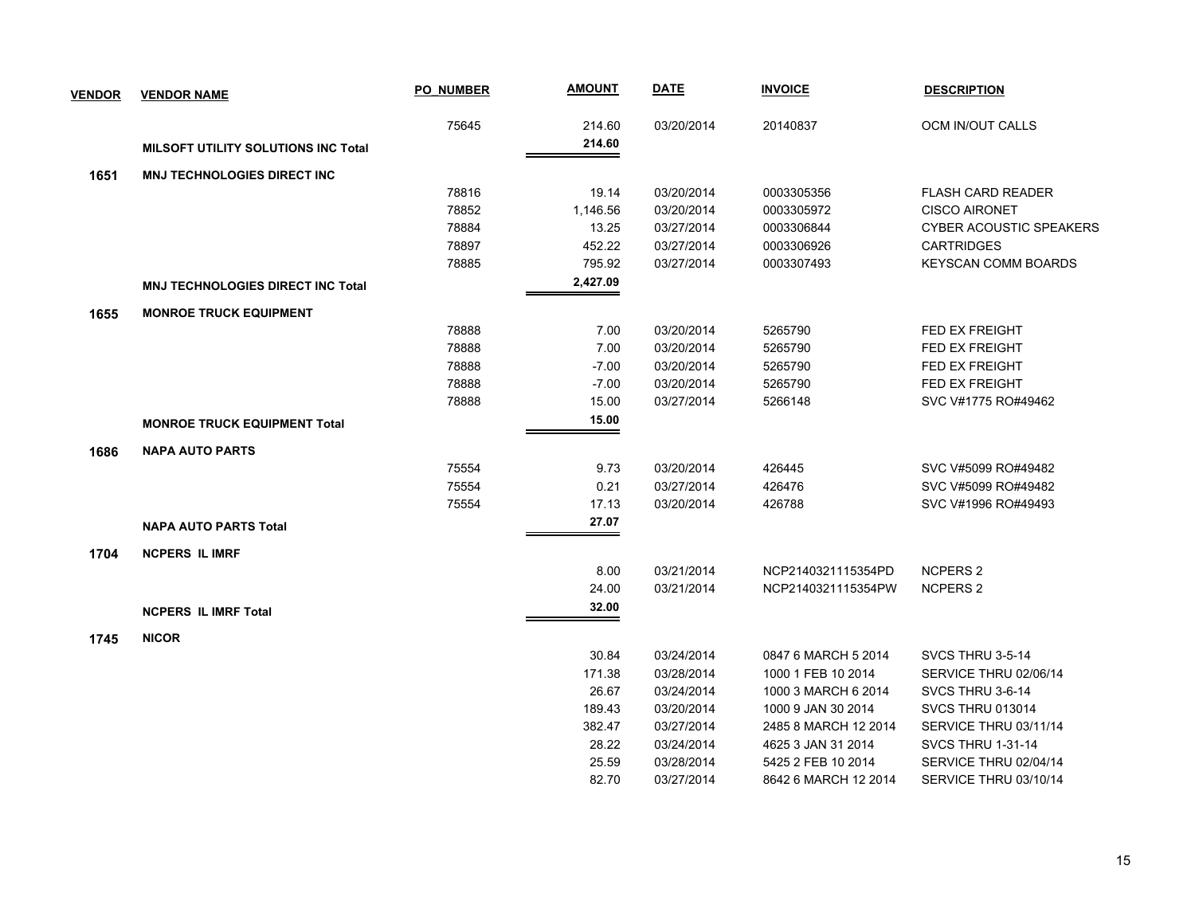| VENDOR | VENDOR NAME | PO_NUMBER | AMOUNT | DATE | INVOICE | DESCRIPTION |
|---|---|---|---|---|---|---|
| | | 75645 | 214.60 | 03/20/2014 | 20140837 | OCM IN/OUT CALLS |
| | **MILSOFT UTILITY SOLUTIONS INC Total** | | **214.60** | | | |
| **1651** | **MNJ TECHNOLOGIES DIRECT INC** | | | | | |
| | | 78816 | 19.14 | 03/20/2014 | 0003305356 | FLASH CARD READER |
| | | 78852 | 1,146.56 | 03/20/2014 | 0003305972 | CISCO AIRONET |
| | | 78884 | 13.25 | 03/27/2014 | 0003306844 | CYBER ACOUSTIC SPEAKERS |
| | | 78897 | 452.22 | 03/27/2014 | 0003306926 | CARTRIDGES |
| | | 78885 | 795.92 | 03/27/2014 | 0003307493 | KEYSCAN COMM BOARDS |
| | **MNJ TECHNOLOGIES DIRECT INC Total** | | **2,427.09** | | | |
| **1655** | **MONROE TRUCK EQUIPMENT** | | | | | |
| | | 78888 | 7.00 | 03/20/2014 | 5265790 | FED EX FREIGHT |
| | | 78888 | 7.00 | 03/20/2014 | 5265790 | FED EX FREIGHT |
| | | 78888 | -7.00 | 03/20/2014 | 5265790 | FED EX FREIGHT |
| | | 78888 | -7.00 | 03/20/2014 | 5265790 | FED EX FREIGHT |
| | | 78888 | 15.00 | 03/27/2014 | 5266148 | SVC V#1775 RO#49462 |
| | **MONROE TRUCK EQUIPMENT Total** | | **15.00** | | | |
| **1686** | **NAPA AUTO PARTS** | | | | | |
| | | 75554 | 9.73 | 03/20/2014 | 426445 | SVC V#5099 RO#49482 |
| | | 75554 | 0.21 | 03/27/2014 | 426476 | SVC V#5099 RO#49482 |
| | | 75554 | 17.13 | 03/20/2014 | 426788 | SVC V#1996 RO#49493 |
| | **NAPA AUTO PARTS Total** | | **27.07** | | | |
| **1704** | **NCPERS IL IMRF** | | | | | |
| | | | 8.00 | 03/21/2014 | NCP2140321115354PD | NCPERS 2 |
| | | | 24.00 | 03/21/2014 | NCP2140321115354PW | NCPERS 2 |
| | **NCPERS IL IMRF Total** | | **32.00** | | | |
| **1745** | **NICOR** | | | | | |
| | | | 30.84 | 03/24/2014 | 0847 6 MARCH 5 2014 | SVCS THRU 3-5-14 |
| | | | 171.38 | 03/28/2014 | 1000 1 FEB 10 2014 | SERVICE THRU 02/06/14 |
| | | | 26.67 | 03/24/2014 | 1000 3 MARCH 6 2014 | SVCS THRU 3-6-14 |
| | | | 189.43 | 03/20/2014 | 1000 9 JAN 30 2014 | SVCS THRU 013014 |
| | | | 382.47 | 03/27/2014 | 2485 8 MARCH 12 2014 | SERVICE THRU 03/11/14 |
| | | | 28.22 | 03/24/2014 | 4625 3 JAN 31 2014 | SVCS THRU 1-31-14 |
| | | | 25.59 | 03/28/2014 | 5425 2 FEB 10 2014 | SERVICE THRU 02/04/14 |
| | | | 82.70 | 03/27/2014 | 8642 6 MARCH 12 2014 | SERVICE THRU 03/10/14 |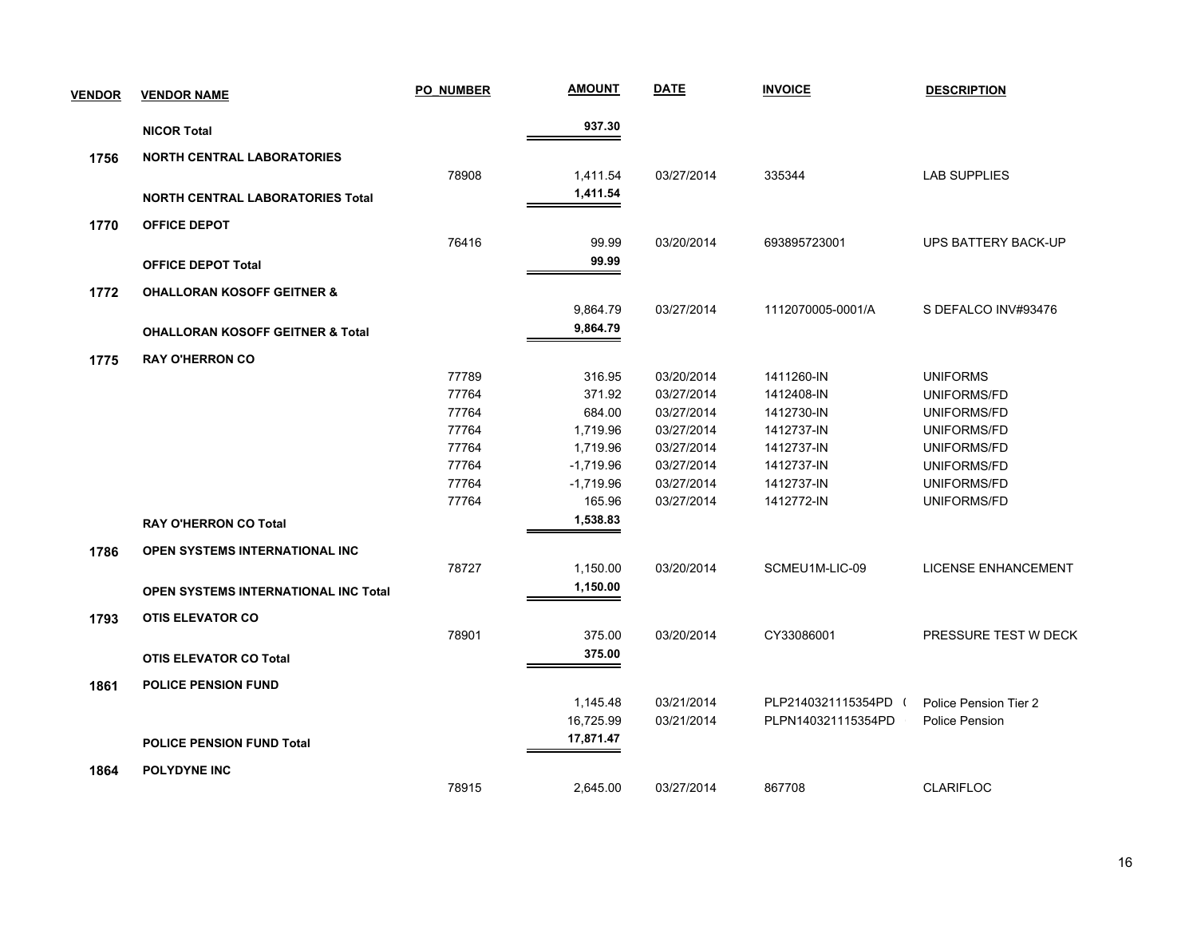| VENDOR | VENDOR NAME | PO_NUMBER | AMOUNT | DATE | INVOICE | DESCRIPTION |
|---|---|---|---|---|---|---|
| | **NICOR Total** | | **937.30** | | | |
| **1756** | **NORTH CENTRAL LABORATORIES** | | | | | |
| | | 78908 | 1,411.54 | 03/27/2014 | 335344 | LAB SUPPLIES |
| | **NORTH CENTRAL LABORATORIES Total** | | **1,411.54** | | | |
| **1770** | **OFFICE DEPOT** | | | | | |
| | | 76416 | 99.99 | 03/20/2014 | 693895723001 | UPS BATTERY BACK-UP |
| | **OFFICE DEPOT Total** | | **99.99** | | | |
| **1772** | **OHALLORAN KOSOFF GEITNER &** | | | | | |
| | | | 9,864.79 | 03/27/2014 | 1112070005-0001/A | S DEFALCO INV#93476 |
| | **OHALLORAN KOSOFF GEITNER & Total** | | **9,864.79** | | | |
| **1775** | **RAY O'HERRON CO** | | | | | |
| | | 77789 | 316.95 | 03/20/2014 | 1411260-IN | UNIFORMS |
| | | 77764 | 371.92 | 03/27/2014 | 1412408-IN | UNIFORMS/FD |
| | | 77764 | 684.00 | 03/27/2014 | 1412730-IN | UNIFORMS/FD |
| | | 77764 | 1,719.96 | 03/27/2014 | 1412737-IN | UNIFORMS/FD |
| | | 77764 | 1,719.96 | 03/27/2014 | 1412737-IN | UNIFORMS/FD |
| | | 77764 | -1,719.96 | 03/27/2014 | 1412737-IN | UNIFORMS/FD |
| | | 77764 | -1,719.96 | 03/27/2014 | 1412737-IN | UNIFORMS/FD |
| | | 77764 | 165.96 | 03/27/2014 | 1412772-IN | UNIFORMS/FD |
| | **RAY O'HERRON CO Total** | | **1,538.83** | | | |
| **1786** | **OPEN SYSTEMS INTERNATIONAL INC** | | | | | |
| | | 78727 | 1,150.00 | 03/20/2014 | SCMEU1M-LIC-09 | LICENSE ENHANCEMENT |
| | **OPEN SYSTEMS INTERNATIONAL INC Total** | | **1,150.00** | | | |
| **1793** | **OTIS ELEVATOR CO** | | | | | |
| | | 78901 | 375.00 | 03/20/2014 | CY33086001 | PRESSURE TEST W DECK |
| | **OTIS ELEVATOR CO Total** | | **375.00** | | | |
| **1861** | **POLICE PENSION FUND** | | | | | |
| | | | 1,145.48 | 03/21/2014 | PLP2140321115354PD ( | Police Pension Tier 2 |
| | | | 16,725.99 | 03/21/2014 | PLPN140321115354PD | Police Pension |
| | **POLICE PENSION FUND Total** | | **17,871.47** | | | |
| **1864** | **POLYDYNE INC** | | | | | |
| | | 78915 | 2,645.00 | 03/27/2014 | 867708 | CLARIFLOC |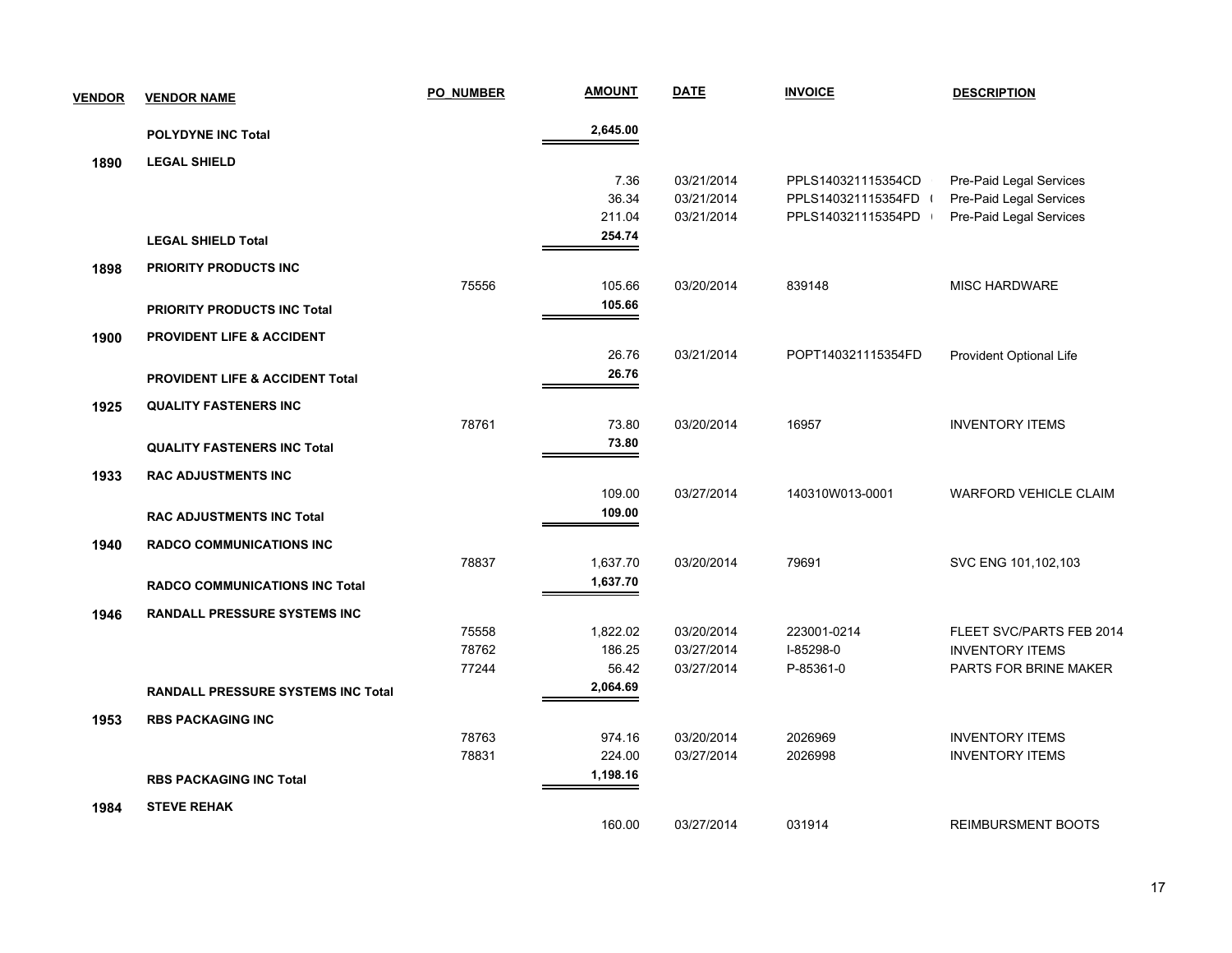| VENDOR | VENDOR NAME | PO_NUMBER | AMOUNT | DATE | INVOICE | DESCRIPTION |
|---|---|---|---|---|---|---|
| | **POLYDYNE INC Total** | | **2,645.00** | | | |
| **1890** | **LEGAL SHIELD** | | | | | |
| | | | 7.36 | 03/21/2014 | PPLS140321115354CD | Pre-Paid Legal Services |
| | | | 36.34 | 03/21/2014 | PPLS140321115354FD ( | Pre-Paid Legal Services |
| | | | 211.04 | 03/21/2014 | PPLS140321115354PD ( | Pre-Paid Legal Services |
| | **LEGAL SHIELD Total** | | **254.74** | | | |
| **1898** | **PRIORITY PRODUCTS INC** | | | | | |
| | | 75556 | 105.66 | 03/20/2014 | 839148 | MISC HARDWARE |
| | **PRIORITY PRODUCTS INC Total** | | **105.66** | | | |
| **1900** | **PROVIDENT LIFE & ACCIDENT** | | | | | |
| | | | 26.76 | 03/21/2014 | POPT140321115354FD | Provident Optional Life |
| | **PROVIDENT LIFE & ACCIDENT Total** | | **26.76** | | | |
| **1925** | **QUALITY FASTENERS INC** | | | | | |
| | | 78761 | 73.80 | 03/20/2014 | 16957 | INVENTORY ITEMS |
| | **QUALITY FASTENERS INC Total** | | **73.80** | | | |
| **1933** | **RAC ADJUSTMENTS INC** | | | | | |
| | | | 109.00 | 03/27/2014 | 140310W013-0001 | WARFORD VEHICLE CLAIM |
| | **RAC ADJUSTMENTS INC Total** | | **109.00** | | | |
| **1940** | **RADCO COMMUNICATIONS INC** | | | | | |
| | | 78837 | 1,637.70 | 03/20/2014 | 79691 | SVC ENG 101,102,103 |
| | **RADCO COMMUNICATIONS INC Total** | | **1,637.70** | | | |
| **1946** | **RANDALL PRESSURE SYSTEMS INC** | | | | | |
| | | 75558 | 1,822.02 | 03/20/2014 | 223001-0214 | FLEET SVC/PARTS FEB 2014 |
| | | 78762 | 186.25 | 03/27/2014 | I-85298-0 | INVENTORY ITEMS |
| | | 77244 | 56.42 | 03/27/2014 | P-85361-0 | PARTS FOR BRINE MAKER |
| | **RANDALL PRESSURE SYSTEMS INC Total** | | **2,064.69** | | | |
| **1953** | **RBS PACKAGING INC** | | | | | |
| | | 78763 | 974.16 | 03/20/2014 | 2026969 | INVENTORY ITEMS |
| | | 78831 | 224.00 | 03/27/2014 | 2026998 | INVENTORY ITEMS |
| | **RBS PACKAGING INC Total** | | **1,198.16** | | | |
| **1984** | **STEVE REHAK** | | | | | |
| | | | 160.00 | 03/27/2014 | 031914 | REIMBURSMENT BOOTS |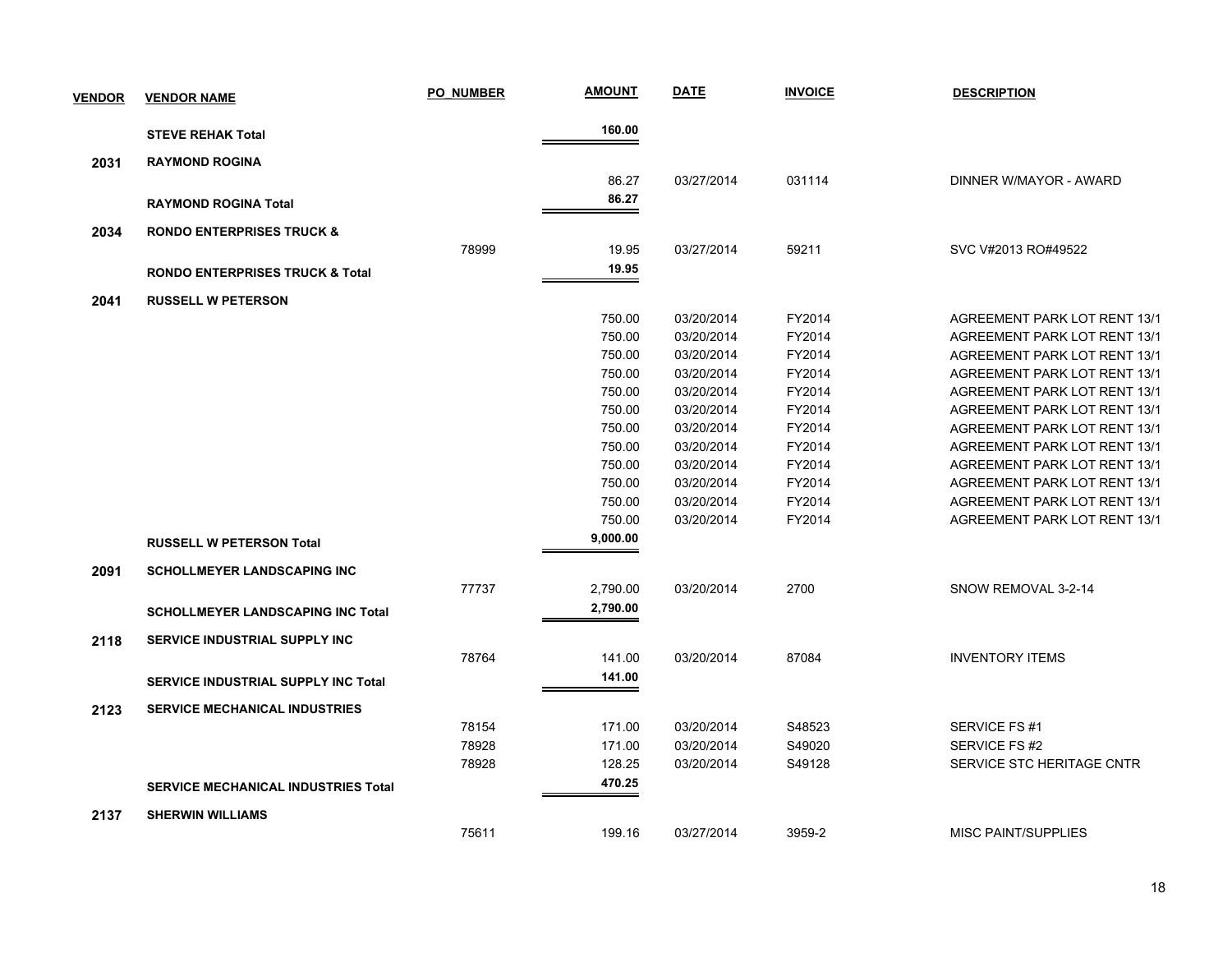| VENDOR | VENDOR NAME | PO_NUMBER | AMOUNT | DATE | INVOICE | DESCRIPTION |
|---|---|---|---|---|---|---|
| | **STEVE REHAK Total** | | **160.00** | | | |
| **2031** | **RAYMOND ROGINA** | | | | | |
| | | | 86.27 | 03/27/2014 | 031114 | DINNER W/MAYOR - AWARD |
| | **RAYMOND ROGINA Total** | | **86.27** | | | |
| **2034** | **RONDO ENTERPRISES TRUCK &** | | | | | |
| | | 78999 | 19.95 | 03/27/2014 | 59211 | SVC V#2013 RO#49522 |
| | **RONDO ENTERPRISES TRUCK & Total** | | **19.95** | | | |
| **2041** | **RUSSELL W PETERSON** | | | | | |
| | | | 750.00 | 03/20/2014 | FY2014 | AGREEMENT PARK LOT RENT 13/1 |
| | | | 750.00 | 03/20/2014 | FY2014 | AGREEMENT PARK LOT RENT 13/1 |
| | | | 750.00 | 03/20/2014 | FY2014 | AGREEMENT PARK LOT RENT 13/1 |
| | | | 750.00 | 03/20/2014 | FY2014 | AGREEMENT PARK LOT RENT 13/1 |
| | | | 750.00 | 03/20/2014 | FY2014 | AGREEMENT PARK LOT RENT 13/1 |
| | | | 750.00 | 03/20/2014 | FY2014 | AGREEMENT PARK LOT RENT 13/1 |
| | | | 750.00 | 03/20/2014 | FY2014 | AGREEMENT PARK LOT RENT 13/1 |
| | | | 750.00 | 03/20/2014 | FY2014 | AGREEMENT PARK LOT RENT 13/1 |
| | | | 750.00 | 03/20/2014 | FY2014 | AGREEMENT PARK LOT RENT 13/1 |
| | | | 750.00 | 03/20/2014 | FY2014 | AGREEMENT PARK LOT RENT 13/1 |
| | | | 750.00 | 03/20/2014 | FY2014 | AGREEMENT PARK LOT RENT 13/1 |
| | | | 750.00 | 03/20/2014 | FY2014 | AGREEMENT PARK LOT RENT 13/1 |
| | **RUSSELL W PETERSON Total** | | **9,000.00** | | | |
| **2091** | **SCHOLLMEYER LANDSCAPING INC** | | | | | |
| | | 77737 | 2,790.00 | 03/20/2014 | 2700 | SNOW REMOVAL 3-2-14 |
| | **SCHOLLMEYER LANDSCAPING INC Total** | | **2,790.00** | | | |
| **2118** | **SERVICE INDUSTRIAL SUPPLY INC** | | | | | |
| | | 78764 | 141.00 | 03/20/2014 | 87084 | INVENTORY ITEMS |
| | **SERVICE INDUSTRIAL SUPPLY INC Total** | | **141.00** | | | |
| **2123** | **SERVICE MECHANICAL INDUSTRIES** | | | | | |
| | | 78154 | 171.00 | 03/20/2014 | S48523 | SERVICE FS #1 |
| | | 78928 | 171.00 | 03/20/2014 | S49020 | SERVICE FS #2 |
| | | 78928 | 128.25 | 03/20/2014 | S49128 | SERVICE STC HERITAGE CNTR |
| | **SERVICE MECHANICAL INDUSTRIES Total** | | **470.25** | | | |
| **2137** | **SHERWIN WILLIAMS** | | | | | |
| | | 75611 | 199.16 | 03/27/2014 | 3959-2 | MISC PAINT/SUPPLIES |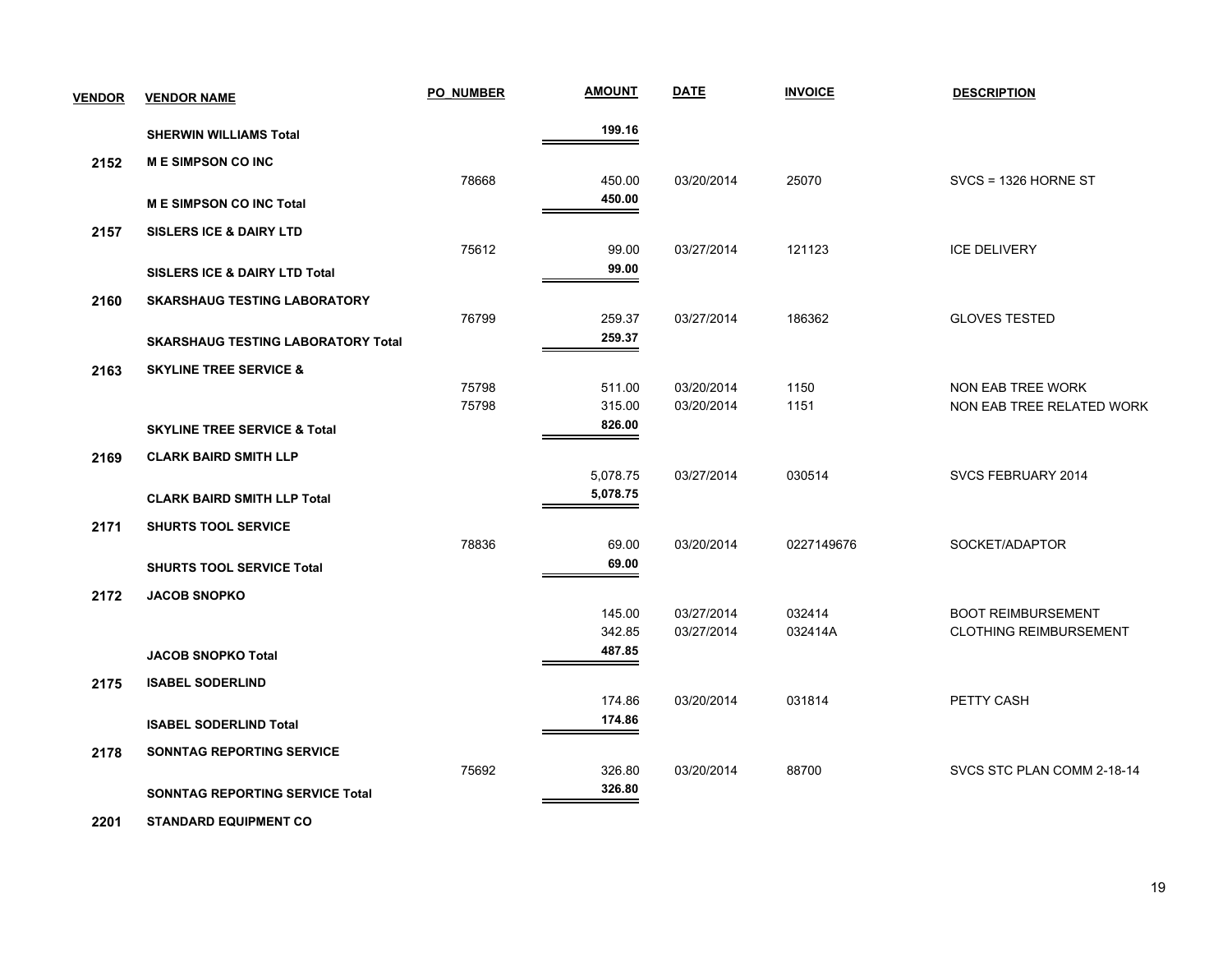| VENDOR | VENDOR NAME | PO_NUMBER | AMOUNT | DATE | INVOICE | DESCRIPTION |
|---|---|---|---|---|---|---|
| | **SHERWIN WILLIAMS Total** | | **199.16** | | | |
| **2152** | **M E SIMPSON CO INC** | | | | | |
| | | 78668 | 450.00 | 03/20/2014 | 25070 | SVCS = 1326 HORNE ST |
| | **M E SIMPSON CO INC Total** | | **450.00** | | | |
| **2157** | **SISLERS ICE & DAIRY LTD** | | | | | |
| | | 75612 | 99.00 | 03/27/2014 | 121123 | ICE DELIVERY |
| | **SISLERS ICE & DAIRY LTD Total** | | **99.00** | | | |
| **2160** | **SKARSHAUG TESTING LABORATORY** | | | | | |
| | | 76799 | 259.37 | 03/27/2014 | 186362 | GLOVES TESTED |
| | **SKARSHAUG TESTING LABORATORY Total** | | **259.37** | | | |
| **2163** | **SKYLINE TREE SERVICE &** | | | | | |
| | | 75798 | 511.00 | 03/20/2014 | 1150 | NON EAB TREE WORK |
| | | 75798 | 315.00 | 03/20/2014 | 1151 | NON EAB TREE RELATED WORK |
| | **SKYLINE TREE SERVICE & Total** | | **826.00** | | | |
| **2169** | **CLARK BAIRD SMITH LLP** | | | | | |
| | | | 5,078.75 | 03/27/2014 | 030514 | SVCS FEBRUARY 2014 |
| | **CLARK BAIRD SMITH LLP Total** | | **5,078.75** | | | |
| **2171** | **SHURTS TOOL SERVICE** | | | | | |
| | | 78836 | 69.00 | 03/20/2014 | 0227149676 | SOCKET/ADAPTOR |
| | **SHURTS TOOL SERVICE Total** | | **69.00** | | | |
| **2172** | **JACOB SNOPKO** | | | | | |
| | | | 145.00 | 03/27/2014 | 032414 | BOOT REIMBURSEMENT |
| | | | 342.85 | 03/27/2014 | 032414A | CLOTHING REIMBURSEMENT |
| | **JACOB SNOPKO Total** | | **487.85** | | | |
| **2175** | **ISABEL SODERLIND** | | | | | |
| | | | 174.86 | 03/20/2014 | 031814 | PETTY CASH |
| | **ISABEL SODERLIND Total** | | **174.86** | | | |
| **2178** | **SONNTAG REPORTING SERVICE** | | | | | |
| | | 75692 | 326.80 | 03/20/2014 | 88700 | SVCS STC PLAN COMM 2-18-14 |
| | **SONNTAG REPORTING SERVICE Total** | | **326.80** | | | |
| **2201** | **STANDARD EQUIPMENT CO** | | | | | |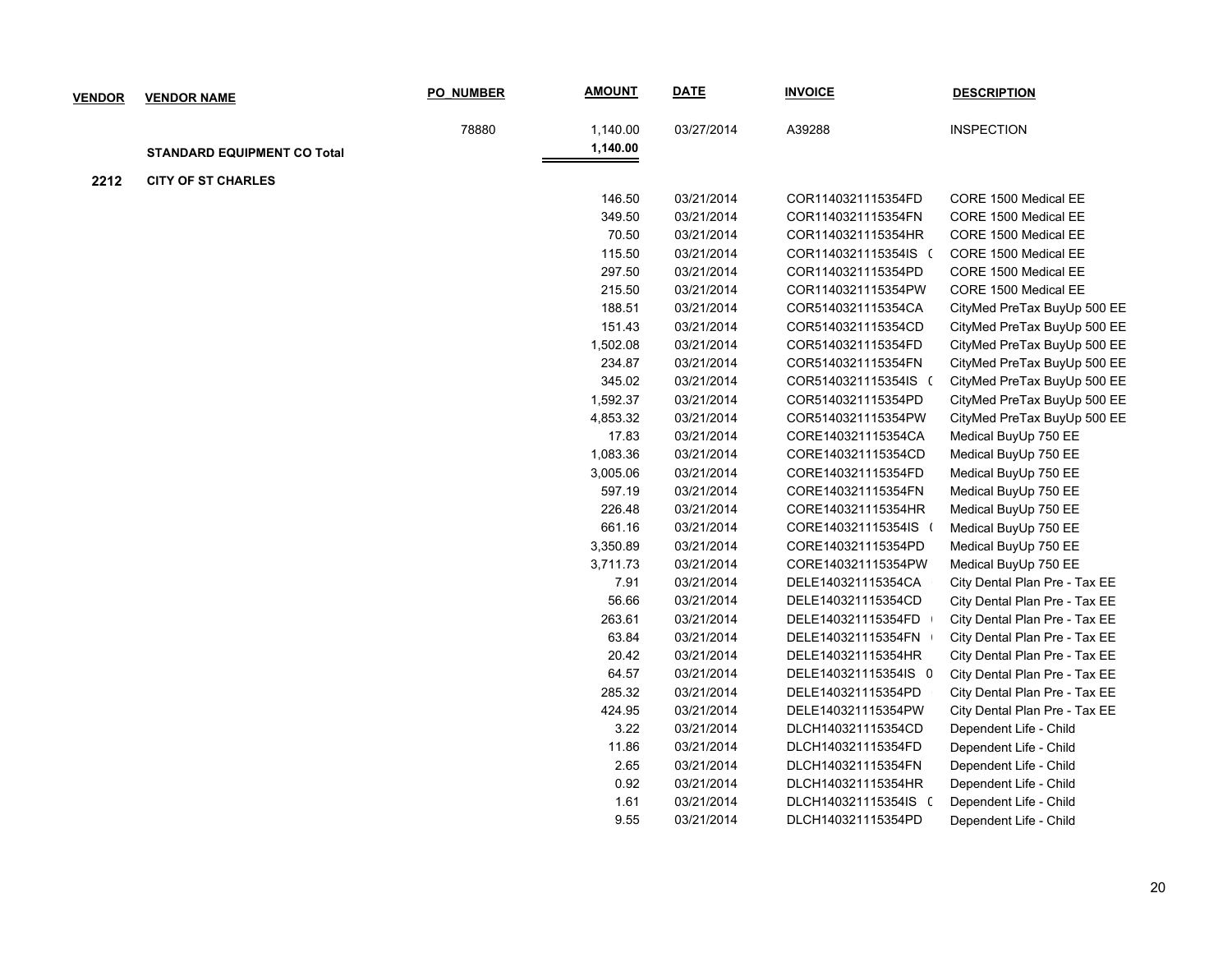| VENDOR | VENDOR NAME | PO_NUMBER | AMOUNT | DATE | INVOICE | DESCRIPTION |
|---|---|---|---|---|---|---|
| | | 78880 | 1,140.00 | 03/27/2014 | A39288 | INSPECTION |
| | **STANDARD EQUIPMENT CO Total** | | **1,140.00** | | | |
| **2212** | **CITY OF ST CHARLES** | | | | | |
| | | | 146.50 | 03/21/2014 | COR1140321115354FD | CORE 1500 Medical EE |
| | | | 349.50 | 03/21/2014 | COR1140321115354FN | CORE 1500 Medical EE |
| | | | 70.50 | 03/21/2014 | COR1140321115354HR | CORE 1500 Medical EE |
| | | | 115.50 | 03/21/2014 | COR1140321115354IS ( | CORE 1500 Medical EE |
| | | | 297.50 | 03/21/2014 | COR1140321115354PD | CORE 1500 Medical EE |
| | | | 215.50 | 03/21/2014 | COR1140321115354PW | CORE 1500 Medical EE |
| | | | 188.51 | 03/21/2014 | COR5140321115354CA | CityMed PreTax BuyUp 500 EE |
| | | | 151.43 | 03/21/2014 | COR5140321115354CD | CityMed PreTax BuyUp 500 EE |
| | | | 1,502.08 | 03/21/2014 | COR5140321115354FD | CityMed PreTax BuyUp 500 EE |
| | | | 234.87 | 03/21/2014 | COR5140321115354FN | CityMed PreTax BuyUp 500 EE |
| | | | 345.02 | 03/21/2014 | COR5140321115354IS ( | CityMed PreTax BuyUp 500 EE |
| | | | 1,592.37 | 03/21/2014 | COR5140321115354PD | CityMed PreTax BuyUp 500 EE |
| | | | 4,853.32 | 03/21/2014 | COR5140321115354PW | CityMed PreTax BuyUp 500 EE |
| | | | 17.83 | 03/21/2014 | CORE140321115354CA | Medical BuyUp 750 EE |
| | | | 1,083.36 | 03/21/2014 | CORE140321115354CD | Medical BuyUp 750 EE |
| | | | 3,005.06 | 03/21/2014 | CORE140321115354FD | Medical BuyUp 750 EE |
| | | | 597.19 | 03/21/2014 | CORE140321115354FN | Medical BuyUp 750 EE |
| | | | 226.48 | 03/21/2014 | CORE140321115354HR | Medical BuyUp 750 EE |
| | | | 661.16 | 03/21/2014 | CORE140321115354IS ( | Medical BuyUp 750 EE |
| | | | 3,350.89 | 03/21/2014 | CORE140321115354PD | Medical BuyUp 750 EE |
| | | | 3,711.73 | 03/21/2014 | CORE140321115354PW | Medical BuyUp 750 EE |
| | | | 7.91 | 03/21/2014 | DELE140321115354CA | City Dental Plan Pre - Tax EE |
| | | | 56.66 | 03/21/2014 | DELE140321115354CD | City Dental Plan Pre - Tax EE |
| | | | 263.61 | 03/21/2014 | DELE140321115354FD | City Dental Plan Pre - Tax EE |
| | | | 63.84 | 03/21/2014 | DELE140321115354FN | City Dental Plan Pre - Tax EE |
| | | | 20.42 | 03/21/2014 | DELE140321115354HR | City Dental Plan Pre - Tax EE |
| | | | 64.57 | 03/21/2014 | DELE140321115354IS 0 | City Dental Plan Pre - Tax EE |
| | | | 285.32 | 03/21/2014 | DELE140321115354PD | City Dental Plan Pre - Tax EE |
| | | | 424.95 | 03/21/2014 | DELE140321115354PW | City Dental Plan Pre - Tax EE |
| | | | 3.22 | 03/21/2014 | DLCH140321115354CD | Dependent Life - Child |
| | | | 11.86 | 03/21/2014 | DLCH140321115354FD | Dependent Life - Child |
| | | | 2.65 | 03/21/2014 | DLCH140321115354FN | Dependent Life - Child |
| | | | 0.92 | 03/21/2014 | DLCH140321115354HR | Dependent Life - Child |
| | | | 1.61 | 03/21/2014 | DLCH140321115354IS ( | Dependent Life - Child |
| | | | 9.55 | 03/21/2014 | DLCH140321115354PD | Dependent Life - Child |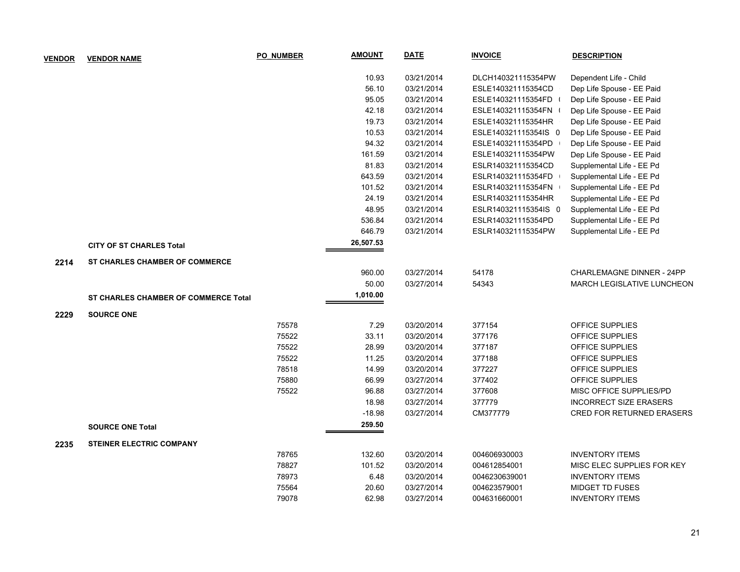| VENDOR | VENDOR NAME | PO_NUMBER | AMOUNT | DATE | INVOICE | DESCRIPTION |
|---|---|---|---|---|---|---|
| | | | 10.93 | 03/21/2014 | DLCH140321115354PW | Dependent Life - Child |
| | | | 56.10 | 03/21/2014 | ESLE140321115354CD | Dep Life Spouse - EE Paid |
| | | | 95.05 | 03/21/2014 | ESLE140321115354FD ( | Dep Life Spouse - EE Paid |
| | | | 42.18 | 03/21/2014 | ESLE140321115354FN ( | Dep Life Spouse - EE Paid |
| | | | 19.73 | 03/21/2014 | ESLE140321115354HR | Dep Life Spouse - EE Paid |
| | | | 10.53 | 03/21/2014 | ESLE140321115354IS 0 | Dep Life Spouse - EE Paid |
| | | | 94.32 | 03/21/2014 | ESLE140321115354PD | Dep Life Spouse - EE Paid |
| | | | 161.59 | 03/21/2014 | ESLE140321115354PW | Dep Life Spouse - EE Paid |
| | | | 81.83 | 03/21/2014 | ESLR140321115354CD | Supplemental Life - EE Pd |
| | | | 643.59 | 03/21/2014 | ESLR140321115354FD | Supplemental Life - EE Pd |
| | | | 101.52 | 03/21/2014 | ESLR140321115354FN | Supplemental Life - EE Pd |
| | | | 24.19 | 03/21/2014 | ESLR140321115354HR | Supplemental Life - EE Pd |
| | | | 48.95 | 03/21/2014 | ESLR140321115354IS 0 | Supplemental Life - EE Pd |
| | | | 536.84 | 03/21/2014 | ESLR140321115354PD | Supplemental Life - EE Pd |
| | | | 646.79 | 03/21/2014 | ESLR140321115354PW | Supplemental Life - EE Pd |
| | **CITY OF ST CHARLES Total** | | **26,507.53** | | | |
| **2214** | **ST CHARLES CHAMBER OF COMMERCE** | | | | | |
| | | | 960.00 | 03/27/2014 | 54178 | CHARLEMAGNE DINNER - 24PP |
| | | | 50.00 | 03/27/2014 | 54343 | MARCH LEGISLATIVE LUNCHEON |
| | **ST CHARLES CHAMBER OF COMMERCE Total** | | **1,010.00** | | | |
| **2229** | **SOURCE ONE** | | | | | |
| | | 75578 | 7.29 | 03/20/2014 | 377154 | OFFICE SUPPLIES |
| | | 75522 | 33.11 | 03/20/2014 | 377176 | OFFICE SUPPLIES |
| | | 75522 | 28.99 | 03/20/2014 | 377187 | OFFICE SUPPLIES |
| | | 75522 | 11.25 | 03/20/2014 | 377188 | OFFICE SUPPLIES |
| | | 78518 | 14.99 | 03/20/2014 | 377227 | OFFICE SUPPLIES |
| | | 75880 | 66.99 | 03/27/2014 | 377402 | OFFICE SUPPLIES |
| | | 75522 | 96.88 | 03/27/2014 | 377608 | MISC OFFICE SUPPLIES/PD |
| | | | 18.98 | 03/27/2014 | 377779 | INCORRECT SIZE ERASERS |
| | | | -18.98 | 03/27/2014 | CM377779 | CRED FOR RETURNED ERASERS |
| | **SOURCE ONE Total** | | **259.50** | | | |
| **2235** | **STEINER ELECTRIC COMPANY** | | | | | |
| | | 78765 | 132.60 | 03/20/2014 | 004606930003 | INVENTORY ITEMS |
| | | 78827 | 101.52 | 03/20/2014 | 004612854001 | MISC ELEC SUPPLIES FOR KEY |
| | | 78973 | 6.48 | 03/20/2014 | 0046230639001 | INVENTORY ITEMS |
| | | 75564 | 20.60 | 03/27/2014 | 004623579001 | MIDGET TD FUSES |
| | | 79078 | 62.98 | 03/27/2014 | 004631660001 | INVENTORY ITEMS |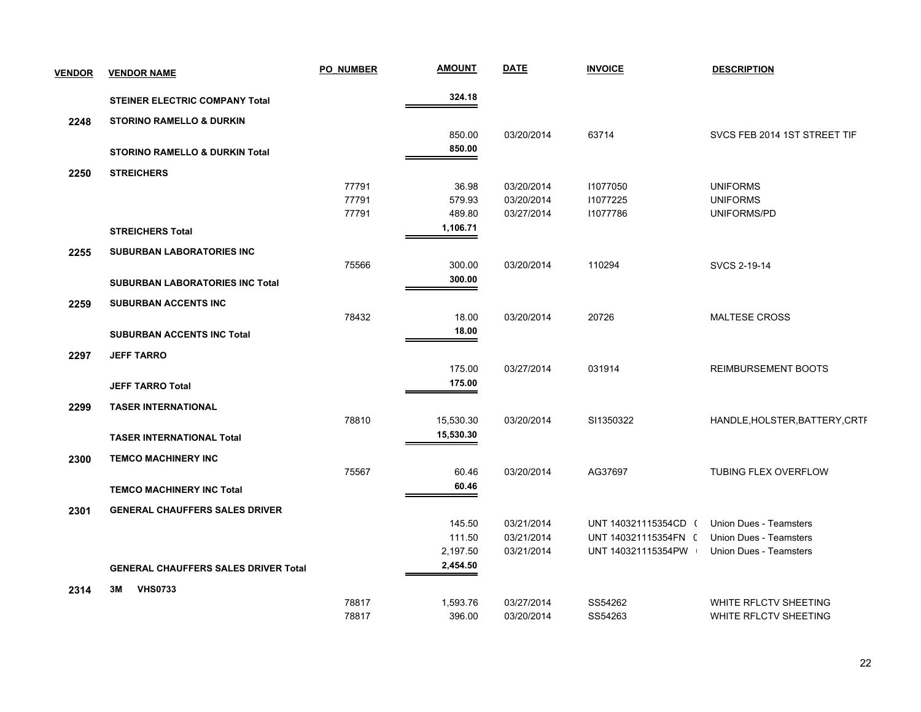| VENDOR | VENDOR NAME | PO_NUMBER | AMOUNT | DATE | INVOICE | DESCRIPTION |
|---|---|---|---|---|---|---|
| | **STEINER ELECTRIC COMPANY Total** | | **324.18** | | | |
| **2248** | **STORINO RAMELLO & DURKIN** | | | | | |
| | | | 850.00 | 03/20/2014 | 63714 | SVCS FEB 2014 1ST STREET TIF |
| | **STORINO RAMELLO & DURKIN Total** | | **850.00** | | | |
| **2250** | **STREICHERS** | | | | | |
| | | 77791 | 36.98 | 03/20/2014 | I1077050 | UNIFORMS |
| | | 77791 | 579.93 | 03/20/2014 | I1077225 | UNIFORMS |
| | | 77791 | 489.80 | 03/27/2014 | I1077786 | UNIFORMS/PD |
| | **STREICHERS Total** | | **1,106.71** | | | |
| **2255** | **SUBURBAN LABORATORIES INC** | | | | | |
| | | 75566 | 300.00 | 03/20/2014 | 110294 | SVCS 2-19-14 |
| | **SUBURBAN LABORATORIES INC Total** | | **300.00** | | | |
| **2259** | **SUBURBAN ACCENTS INC** | | | | | |
| | | 78432 | 18.00 | 03/20/2014 | 20726 | MALTESE CROSS |
| | **SUBURBAN ACCENTS INC Total** | | **18.00** | | | |
| **2297** | **JEFF TARRO** | | | | | |
| | | | 175.00 | 03/27/2014 | 031914 | REIMBURSEMENT BOOTS |
| | **JEFF TARRO Total** | | **175.00** | | | |
| **2299** | **TASER INTERNATIONAL** | | | | | |
| | | 78810 | 15,530.30 | 03/20/2014 | SI1350322 | HANDLE,HOLSTER,BATTERY,CRTI |
| | **TASER INTERNATIONAL Total** | | **15,530.30** | | | |
| **2300** | **TEMCO MACHINERY INC** | | | | | |
| | | 75567 | 60.46 | 03/20/2014 | AG37697 | TUBING FLEX OVERFLOW |
| | **TEMCO MACHINERY INC Total** | | **60.46** | | | |
| **2301** | **GENERAL CHAUFFERS SALES DRIVER** | | | | | |
| | | | 145.50 | 03/21/2014 | UNT 140321115354CD ( | Union Dues - Teamsters |
| | | | 111.50 | 03/21/2014 | UNT 140321115354FN ( | Union Dues - Teamsters |
| | | | 2,197.50 | 03/21/2014 | UNT 140321115354PW | Union Dues - Teamsters |
| | **GENERAL CHAUFFERS SALES DRIVER Total** | | **2,454.50** | | | |
| **2314** | **3M VHS0733** | | | | | |
| | | 78817 | 1,593.76 | 03/27/2014 | SS54262 | WHITE RFLCTV SHEETING |
| | | 78817 | 396.00 | 03/20/2014 | SS54263 | WHITE RFLCTV SHEETING |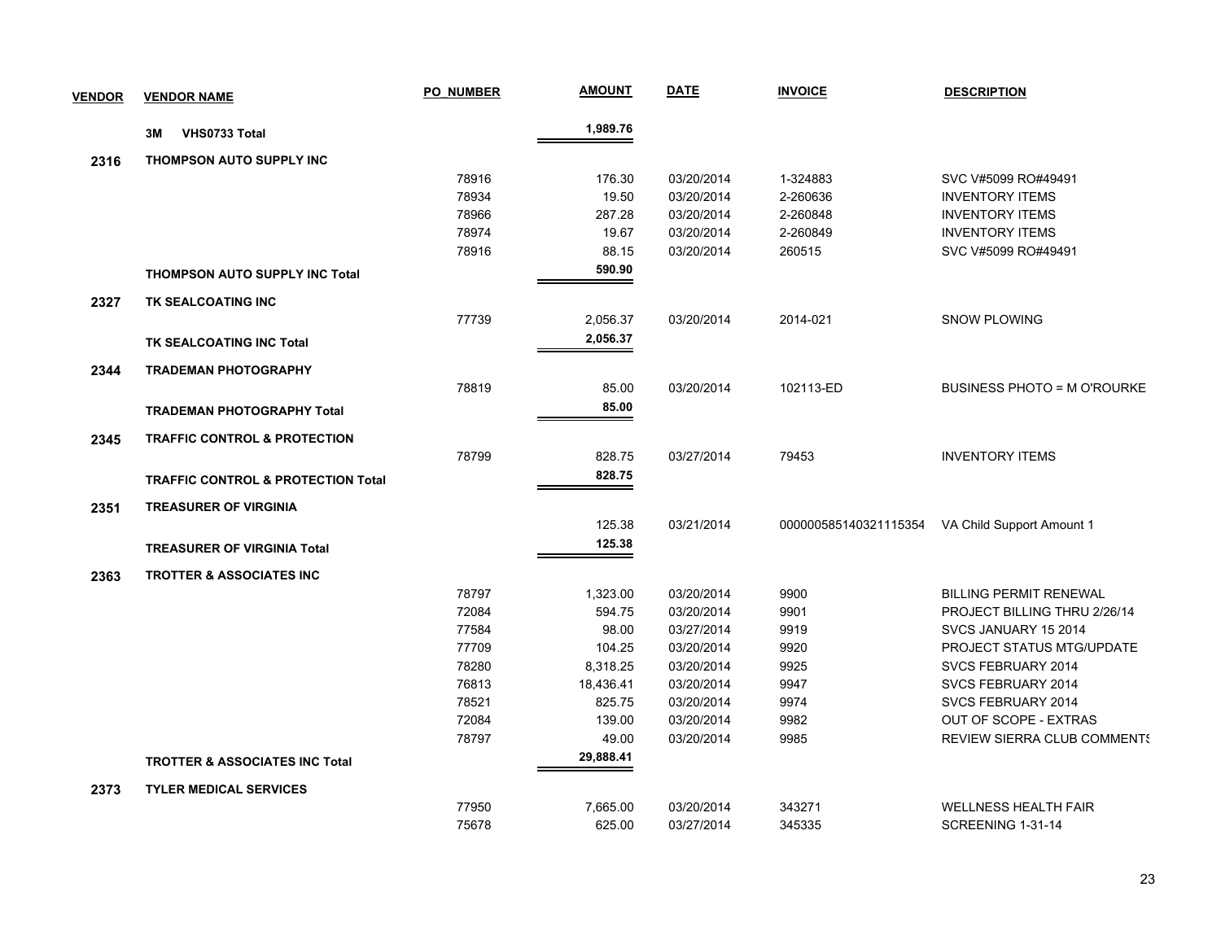| VENDOR | VENDOR NAME | PO_NUMBER | AMOUNT | DATE | INVOICE | DESCRIPTION |
|---|---|---|---|---|---|---|
| | **3M VHS0733 Total** | | **1,989.76** | | | |
| **2316** | **THOMPSON AUTO SUPPLY INC** | | | | | |
| | | 78916 | 176.30 | 03/20/2014 | 1-324883 | SVC V#5099 RO#49491 |
| | | 78934 | 19.50 | 03/20/2014 | 2-260636 | INVENTORY ITEMS |
| | | 78966 | 287.28 | 03/20/2014 | 2-260848 | INVENTORY ITEMS |
| | | 78974 | 19.67 | 03/20/2014 | 2-260849 | INVENTORY ITEMS |
| | | 78916 | 88.15 | 03/20/2014 | 260515 | SVC V#5099 RO#49491 |
| | **THOMPSON AUTO SUPPLY INC Total** | | **590.90** | | | |
| **2327** | **TK SEALCOATING INC** | | | | | |
| | | 77739 | 2,056.37 | 03/20/2014 | 2014-021 | SNOW PLOWING |
| | **TK SEALCOATING INC Total** | | **2,056.37** | | | |
| **2344** | **TRADEMAN PHOTOGRAPHY** | | | | | |
| | | 78819 | 85.00 | 03/20/2014 | 102113-ED | BUSINESS PHOTO = M O'ROURKE |
| | **TRADEMAN PHOTOGRAPHY Total** | | **85.00** | | | |
| **2345** | **TRAFFIC CONTROL & PROTECTION** | | | | | |
| | | 78799 | 828.75 | 03/27/2014 | 79453 | INVENTORY ITEMS |
| | **TRAFFIC CONTROL & PROTECTION Total** | | **828.75** | | | |
| **2351** | **TREASURER OF VIRGINIA** | | | | | |
| | | | 125.38 | 03/21/2014 | 000000585140321115354 | VA Child Support Amount 1 |
| | **TREASURER OF VIRGINIA Total** | | **125.38** | | | |
| **2363** | **TROTTER & ASSOCIATES INC** | | | | | |
| | | 78797 | 1,323.00 | 03/20/2014 | 9900 | BILLING PERMIT RENEWAL |
| | | 72084 | 594.75 | 03/20/2014 | 9901 | PROJECT BILLING THRU 2/26/14 |
| | | 77584 | 98.00 | 03/27/2014 | 9919 | SVCS JANUARY 15 2014 |
| | | 77709 | 104.25 | 03/20/2014 | 9920 | PROJECT STATUS MTG/UPDATE |
| | | 78280 | 8,318.25 | 03/20/2014 | 9925 | SVCS FEBRUARY 2014 |
| | | 76813 | 18,436.41 | 03/20/2014 | 9947 | SVCS FEBRUARY 2014 |
| | | 78521 | 825.75 | 03/20/2014 | 9974 | SVCS FEBRUARY 2014 |
| | | 72084 | 139.00 | 03/20/2014 | 9982 | OUT OF SCOPE - EXTRAS |
| | | 78797 | 49.00 | 03/20/2014 | 9985 | REVIEW SIERRA CLUB COMMENTS |
| | **TROTTER & ASSOCIATES INC Total** | | **29,888.41** | | | |
| **2373** | **TYLER MEDICAL SERVICES** | | | | | |
| | | 77950 | 7,665.00 | 03/20/2014 | 343271 | WELLNESS HEALTH FAIR |
| | | 75678 | 625.00 | 03/27/2014 | 345335 | SCREENING 1-31-14 |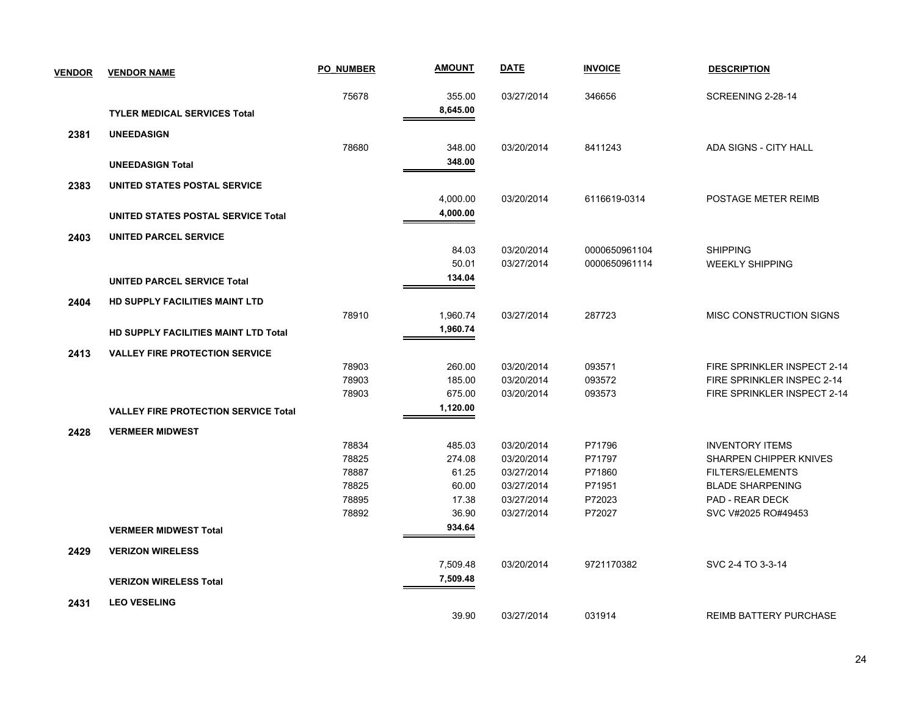| VENDOR | VENDOR NAME | PO_NUMBER | AMOUNT | DATE | INVOICE | DESCRIPTION |
|---|---|---|---|---|---|---|
| | | 75678 | 355.00 | 03/27/2014 | 346656 | SCREENING 2-28-14 |
| | **TYLER MEDICAL SERVICES Total** | | **8,645.00** | | | |
| **2381** | **UNEEDASIGN** | | | | | |
| | | 78680 | 348.00 | 03/20/2014 | 8411243 | ADA SIGNS - CITY HALL |
| | **UNEEDASIGN Total** | | **348.00** | | | |
| **2383** | **UNITED STATES POSTAL SERVICE** | | | | | |
| | | | 4,000.00 | 03/20/2014 | 6116619-0314 | POSTAGE METER REIMB |
| | **UNITED STATES POSTAL SERVICE Total** | | **4,000.00** | | | |
| **2403** | **UNITED PARCEL SERVICE** | | | | | |
| | | | 84.03 | 03/20/2014 | 0000650961104 | SHIPPING |
| | | | 50.01 | 03/27/2014 | 0000650961114 | WEEKLY SHIPPING |
| | **UNITED PARCEL SERVICE Total** | | **134.04** | | | |
| **2404** | **HD SUPPLY FACILITIES MAINT LTD** | | | | | |
| | | 78910 | 1,960.74 | 03/27/2014 | 287723 | MISC CONSTRUCTION SIGNS |
| | **HD SUPPLY FACILITIES MAINT LTD Total** | | **1,960.74** | | | |
| **2413** | **VALLEY FIRE PROTECTION SERVICE** | | | | | |
| | | 78903 | 260.00 | 03/20/2014 | 093571 | FIRE SPRINKLER INSPECT 2-14 |
| | | 78903 | 185.00 | 03/20/2014 | 093572 | FIRE SPRINKLER INSPEC 2-14 |
| | | 78903 | 675.00 | 03/20/2014 | 093573 | FIRE SPRINKLER INSPECT 2-14 |
| | **VALLEY FIRE PROTECTION SERVICE Total** | | **1,120.00** | | | |
| **2428** | **VERMEER MIDWEST** | | | | | |
| | | 78834 | 485.03 | 03/20/2014 | P71796 | INVENTORY ITEMS |
| | | 78825 | 274.08 | 03/20/2014 | P71797 | SHARPEN CHIPPER KNIVES |
| | | 78887 | 61.25 | 03/27/2014 | P71860 | FILTERS/ELEMENTS |
| | | 78825 | 60.00 | 03/27/2014 | P71951 | BLADE SHARPENING |
| | | 78895 | 17.38 | 03/27/2014 | P72023 | PAD - REAR DECK |
| | | 78892 | 36.90 | 03/27/2014 | P72027 | SVC V#2025 RO#49453 |
| | **VERMEER MIDWEST Total** | | **934.64** | | | |
| **2429** | **VERIZON WIRELESS** | | | | | |
| | | | 7,509.48 | 03/20/2014 | 9721170382 | SVC 2-4 TO 3-3-14 |
| | **VERIZON WIRELESS Total** | | **7,509.48** | | | |
| **2431** | **LEO VESELING** | | | | | |
| | | | 39.90 | 03/27/2014 | 031914 | REIMB BATTERY PURCHASE |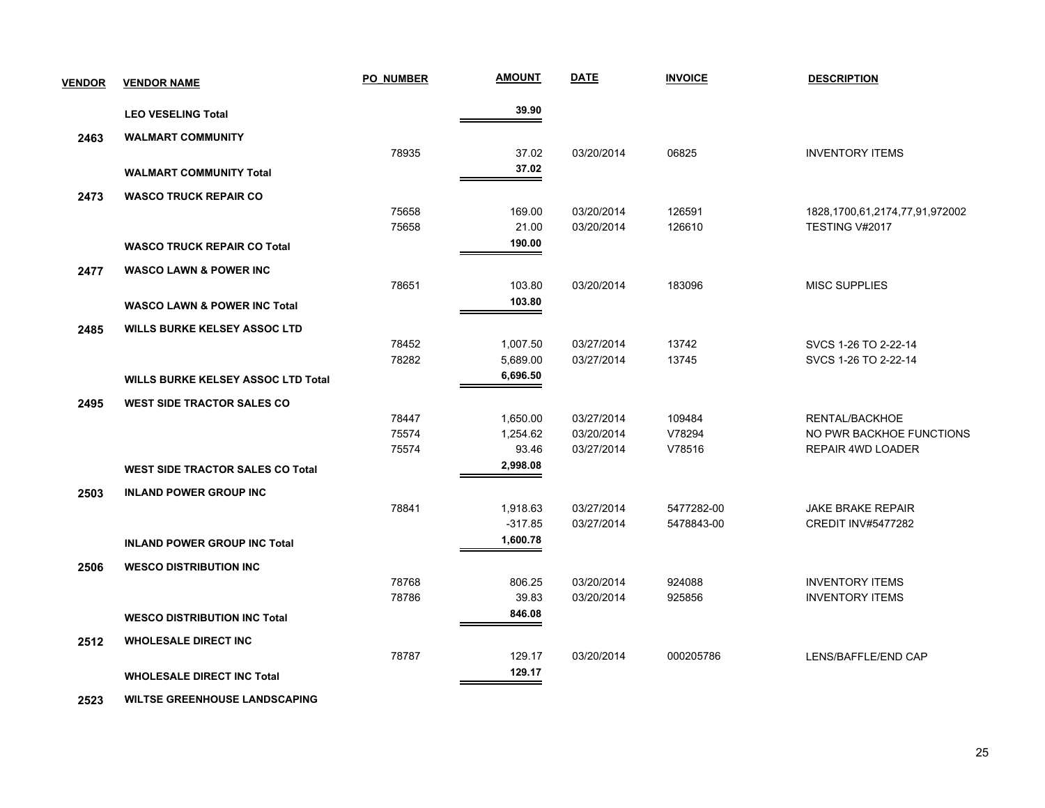| VENDOR | VENDOR NAME | PO_NUMBER | AMOUNT | DATE | INVOICE | DESCRIPTION |
|---|---|---|---|---|---|---|
| | **LEO VESELING Total** | | **39.90** | | | |
| **2463** | **WALMART COMMUNITY** | | | | | |
| | | 78935 | 37.02 | 03/20/2014 | 06825 | INVENTORY ITEMS |
| | **WALMART COMMUNITY Total** | | **37.02** | | | |
| **2473** | **WASCO TRUCK REPAIR CO** | | | | | |
| | | 75658 | 169.00 | 03/20/2014 | 126591 | 1828,1700,61,2174,77,91,972002 |
| | | 75658 | 21.00 | 03/20/2014 | 126610 | TESTING V#2017 |
| | **WASCO TRUCK REPAIR CO Total** | | **190.00** | | | |
| **2477** | **WASCO LAWN & POWER INC** | | | | | |
| | | 78651 | 103.80 | 03/20/2014 | 183096 | MISC SUPPLIES |
| | **WASCO LAWN & POWER INC Total** | | **103.80** | | | |
| **2485** | **WILLS BURKE KELSEY ASSOC LTD** | | | | | |
| | | 78452 | 1,007.50 | 03/27/2014 | 13742 | SVCS 1-26 TO 2-22-14 |
| | | 78282 | 5,689.00 | 03/27/2014 | 13745 | SVCS 1-26 TO 2-22-14 |
| | **WILLS BURKE KELSEY ASSOC LTD Total** | | **6,696.50** | | | |
| **2495** | **WEST SIDE TRACTOR SALES CO** | | | | | |
| | | 78447 | 1,650.00 | 03/27/2014 | 109484 | RENTAL/BACKHOE |
| | | 75574 | 1,254.62 | 03/20/2014 | V78294 | NO PWR BACKHOE FUNCTIONS |
| | | 75574 | 93.46 | 03/27/2014 | V78516 | REPAIR 4WD LOADER |
| | **WEST SIDE TRACTOR SALES CO Total** | | **2,998.08** | | | |
| **2503** | **INLAND POWER GROUP INC** | | | | | |
| | | 78841 | 1,918.63 | 03/27/2014 | 5477282-00 | JAKE BRAKE REPAIR |
| | | | -317.85 | 03/27/2014 | 5478843-00 | CREDIT INV#5477282 |
| | **INLAND POWER GROUP INC Total** | | **1,600.78** | | | |
| **2506** | **WESCO DISTRIBUTION INC** | | | | | |
| | | 78768 | 806.25 | 03/20/2014 | 924088 | INVENTORY ITEMS |
| | | 78786 | 39.83 | 03/20/2014 | 925856 | INVENTORY ITEMS |
| | **WESCO DISTRIBUTION INC Total** | | **846.08** | | | |
| **2512** | **WHOLESALE DIRECT INC** | | | | | |
| | | 78787 | 129.17 | 03/20/2014 | 000205786 | LENS/BAFFLE/END CAP |
| | **WHOLESALE DIRECT INC Total** | | **129.17** | | | |
| **2523** | **WILTSE GREENHOUSE LANDSCAPING** | | | | | |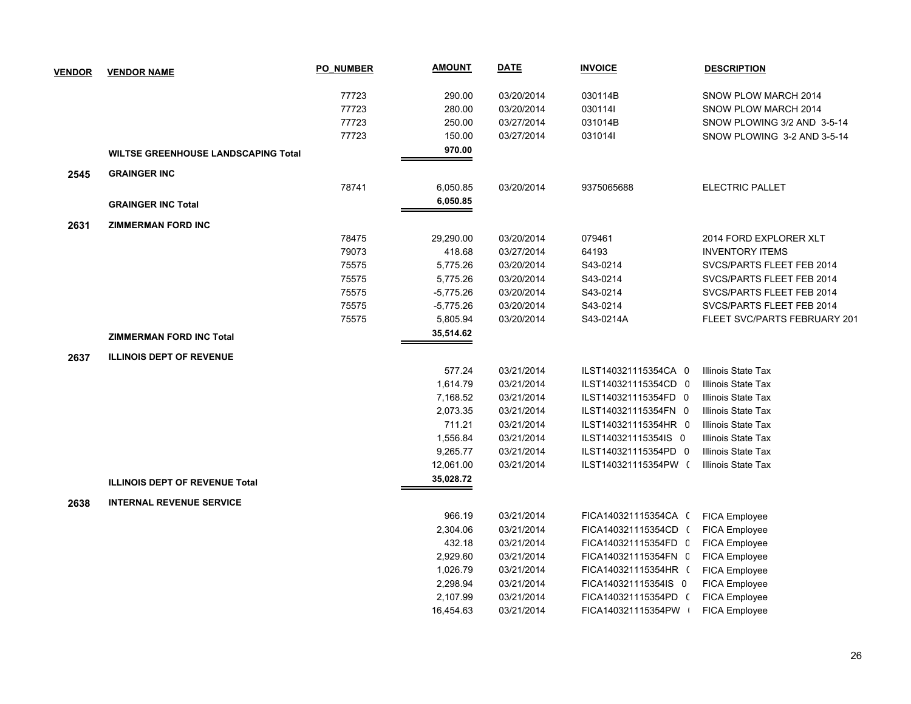| VENDOR | VENDOR NAME | PO_NUMBER | AMOUNT | DATE | INVOICE | DESCRIPTION |
|---|---|---|---|---|---|---|
| | | 77723 | 290.00 | 03/20/2014 | 030114B | SNOW PLOW MARCH 2014 |
| | | 77723 | 280.00 | 03/20/2014 | 030114I | SNOW PLOW MARCH 2014 |
| | | 77723 | 250.00 | 03/27/2014 | 031014B | SNOW PLOWING 3/2 AND 3-5-14 |
| | | 77723 | 150.00 | 03/27/2014 | 031014I | SNOW PLOWING 3-2 AND 3-5-14 |
| | **WILTSE GREENHOUSE LANDSCAPING Total** | | **970.00** | | | |
| **2545** | **GRAINGER INC** | | | | | |
| | | 78741 | 6,050.85 | 03/20/2014 | 9375065688 | ELECTRIC PALLET |
| | **GRAINGER INC Total** | | **6,050.85** | | | |
| **2631** | **ZIMMERMAN FORD INC** | | | | | |
| | | 78475 | 29,290.00 | 03/20/2014 | 079461 | 2014 FORD EXPLORER XLT |
| | | 79073 | 418.68 | 03/27/2014 | 64193 | INVENTORY ITEMS |
| | | 75575 | 5,775.26 | 03/20/2014 | S43-0214 | SVCS/PARTS FLEET FEB 2014 |
| | | 75575 | 5,775.26 | 03/20/2014 | S43-0214 | SVCS/PARTS FLEET FEB 2014 |
| | | 75575 | -5,775.26 | 03/20/2014 | S43-0214 | SVCS/PARTS FLEET FEB 2014 |
| | | 75575 | -5,775.26 | 03/20/2014 | S43-0214 | SVCS/PARTS FLEET FEB 2014 |
| | | 75575 | 5,805.94 | 03/20/2014 | S43-0214A | FLEET SVC/PARTS FEBRUARY 201 |
| | **ZIMMERMAN FORD INC Total** | | **35,514.62** | | | |
| **2637** | **ILLINOIS DEPT OF REVENUE** | | | | | |
| | | | 577.24 | 03/21/2014 | ILST140321115354CA 0 | Illinois State Tax |
| | | | 1,614.79 | 03/21/2014 | ILST140321115354CD 0 | Illinois State Tax |
| | | | 7,168.52 | 03/21/2014 | ILST140321115354FD 0 | Illinois State Tax |
| | | | 2,073.35 | 03/21/2014 | ILST140321115354FN 0 | Illinois State Tax |
| | | | 711.21 | 03/21/2014 | ILST140321115354HR 0 | Illinois State Tax |
| | | | 1,556.84 | 03/21/2014 | ILST140321115354IS 0 | Illinois State Tax |
| | | | 9,265.77 | 03/21/2014 | ILST140321115354PD 0 | Illinois State Tax |
| | | | 12,061.00 | 03/21/2014 | ILST140321115354PW ( | Illinois State Tax |
| | **ILLINOIS DEPT OF REVENUE Total** | | **35,028.72** | | | |
| **2638** | **INTERNAL REVENUE SERVICE** | | | | | |
| | | | 966.19 | 03/21/2014 | FICA140321115354CA ( | FICA Employee |
| | | | 2,304.06 | 03/21/2014 | FICA140321115354CD ( | FICA Employee |
| | | | 432.18 | 03/21/2014 | FICA140321115354FD 0 | FICA Employee |
| | | | 2,929.60 | 03/21/2014 | FICA140321115354FN 0 | FICA Employee |
| | | | 1,026.79 | 03/21/2014 | FICA140321115354HR ( | FICA Employee |
| | | | 2,298.94 | 03/21/2014 | FICA140321115354IS 0 | FICA Employee |
| | | | 2,107.99 | 03/21/2014 | FICA140321115354PD ( | FICA Employee |
| | | | 16,454.63 | 03/21/2014 | FICA140321115354PW ( | FICA Employee |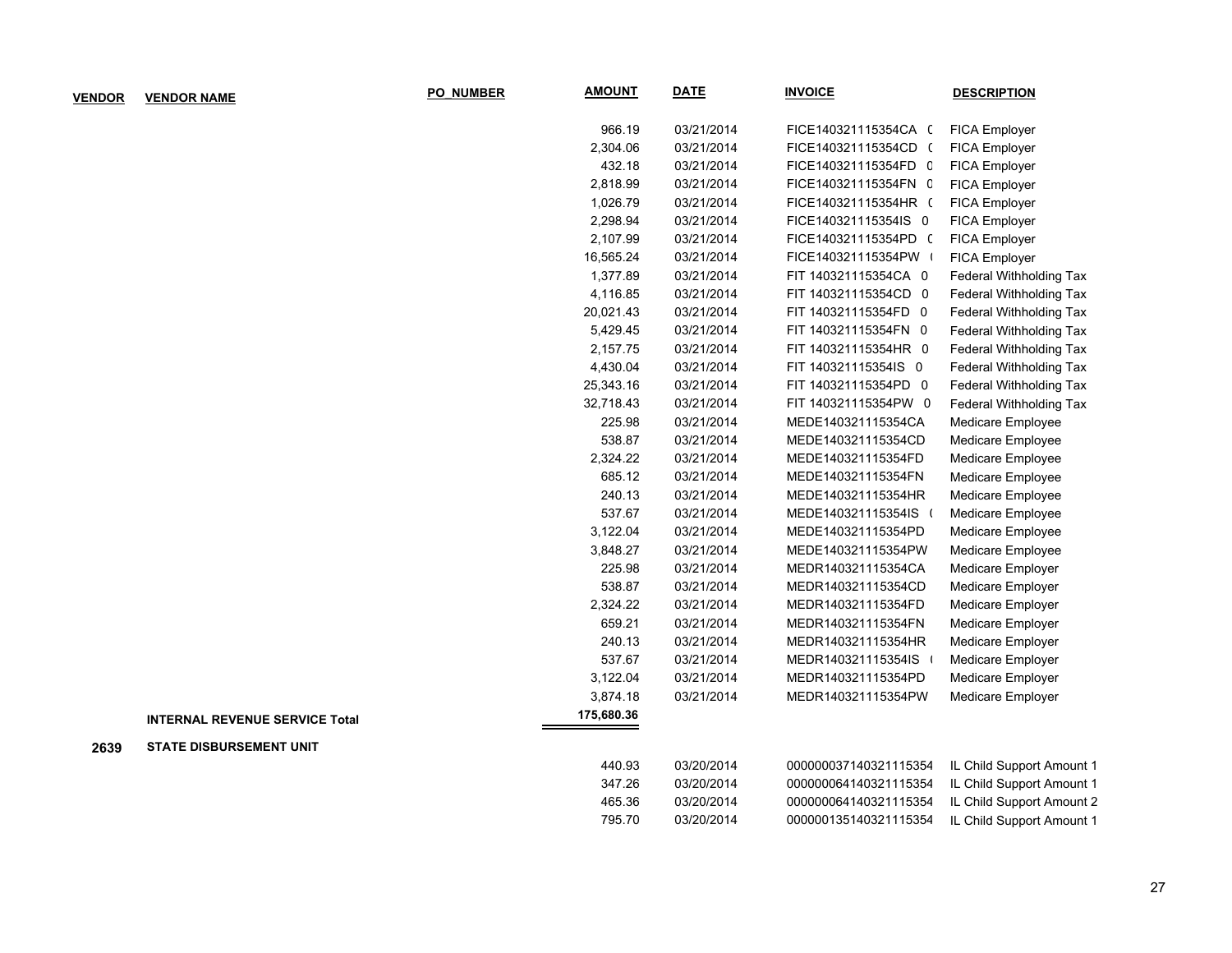| VENDOR | VENDOR NAME | PO_NUMBER | AMOUNT | DATE | INVOICE | DESCRIPTION |
|---|---|---|---|---|---|---|
| | | | 966.19 | 03/21/2014 | FICE140321115354CA ( | FICA Employer |
| | | | 2,304.06 | 03/21/2014 | FICE140321115354CD ( | FICA Employer |
| | | | 432.18 | 03/21/2014 | FICE140321115354FD 0 | FICA Employer |
| | | | 2,818.99 | 03/21/2014 | FICE140321115354FN 0 | FICA Employer |
| | | | 1,026.79 | 03/21/2014 | FICE140321115354HR ( | FICA Employer |
| | | | 2,298.94 | 03/21/2014 | FICE140321115354IS 0 | FICA Employer |
| | | | 2,107.99 | 03/21/2014 | FICE140321115354PD ( | FICA Employer |
| | | | 16,565.24 | 03/21/2014 | FICE140321115354PW ( | FICA Employer |
| | | | 1,377.89 | 03/21/2014 | FIT 140321115354CA 0 | Federal Withholding Tax |
| | | | 4,116.85 | 03/21/2014 | FIT 140321115354CD 0 | Federal Withholding Tax |
| | | | 20,021.43 | 03/21/2014 | FIT 140321115354FD 0 | Federal Withholding Tax |
| | | | 5,429.45 | 03/21/2014 | FIT 140321115354FN 0 | Federal Withholding Tax |
| | | | 2,157.75 | 03/21/2014 | FIT 140321115354HR 0 | Federal Withholding Tax |
| | | | 4,430.04 | 03/21/2014 | FIT 140321115354IS 0 | Federal Withholding Tax |
| | | | 25,343.16 | 03/21/2014 | FIT 140321115354PD 0 | Federal Withholding Tax |
| | | | 32,718.43 | 03/21/2014 | FIT 140321115354PW 0 | Federal Withholding Tax |
| | | | 225.98 | 03/21/2014 | MEDE140321115354CA | Medicare Employee |
| | | | 538.87 | 03/21/2014 | MEDE140321115354CD | Medicare Employee |
| | | | 2,324.22 | 03/21/2014 | MEDE140321115354FD | Medicare Employee |
| | | | 685.12 | 03/21/2014 | MEDE140321115354FN | Medicare Employee |
| | | | 240.13 | 03/21/2014 | MEDE140321115354HR | Medicare Employee |
| | | | 537.67 | 03/21/2014 | MEDE140321115354IS ( | Medicare Employee |
| | | | 3,122.04 | 03/21/2014 | MEDE140321115354PD | Medicare Employee |
| | | | 3,848.27 | 03/21/2014 | MEDE140321115354PW | Medicare Employee |
| | | | 225.98 | 03/21/2014 | MEDR140321115354CA | Medicare Employer |
| | | | 538.87 | 03/21/2014 | MEDR140321115354CD | Medicare Employer |
| | | | 2,324.22 | 03/21/2014 | MEDR140321115354FD | Medicare Employer |
| | | | 659.21 | 03/21/2014 | MEDR140321115354FN | Medicare Employer |
| | | | 240.13 | 03/21/2014 | MEDR140321115354HR | Medicare Employer |
| | | | 537.67 | 03/21/2014 | MEDR140321115354IS ( | Medicare Employer |
| | | | 3,122.04 | 03/21/2014 | MEDR140321115354PD | Medicare Employer |
| | | | 3,874.18 | 03/21/2014 | MEDR140321115354PW | Medicare Employer |
| | **INTERNAL REVENUE SERVICE Total** | | **175,680.36** | | | |
| **2639** | **STATE DISBURSEMENT UNIT** | | | | | |
| | | | 440.93 | 03/20/2014 | 000000037140321115354 | IL Child Support Amount 1 |
| | | | 347.26 | 03/20/2014 | 000000064140321115354 | IL Child Support Amount 1 |
| | | | 465.36 | 03/20/2014 | 000000064140321115354 | IL Child Support Amount 2 |
| | | | 795.70 | 03/20/2014 | 000000135140321115354 | IL Child Support Amount 1 |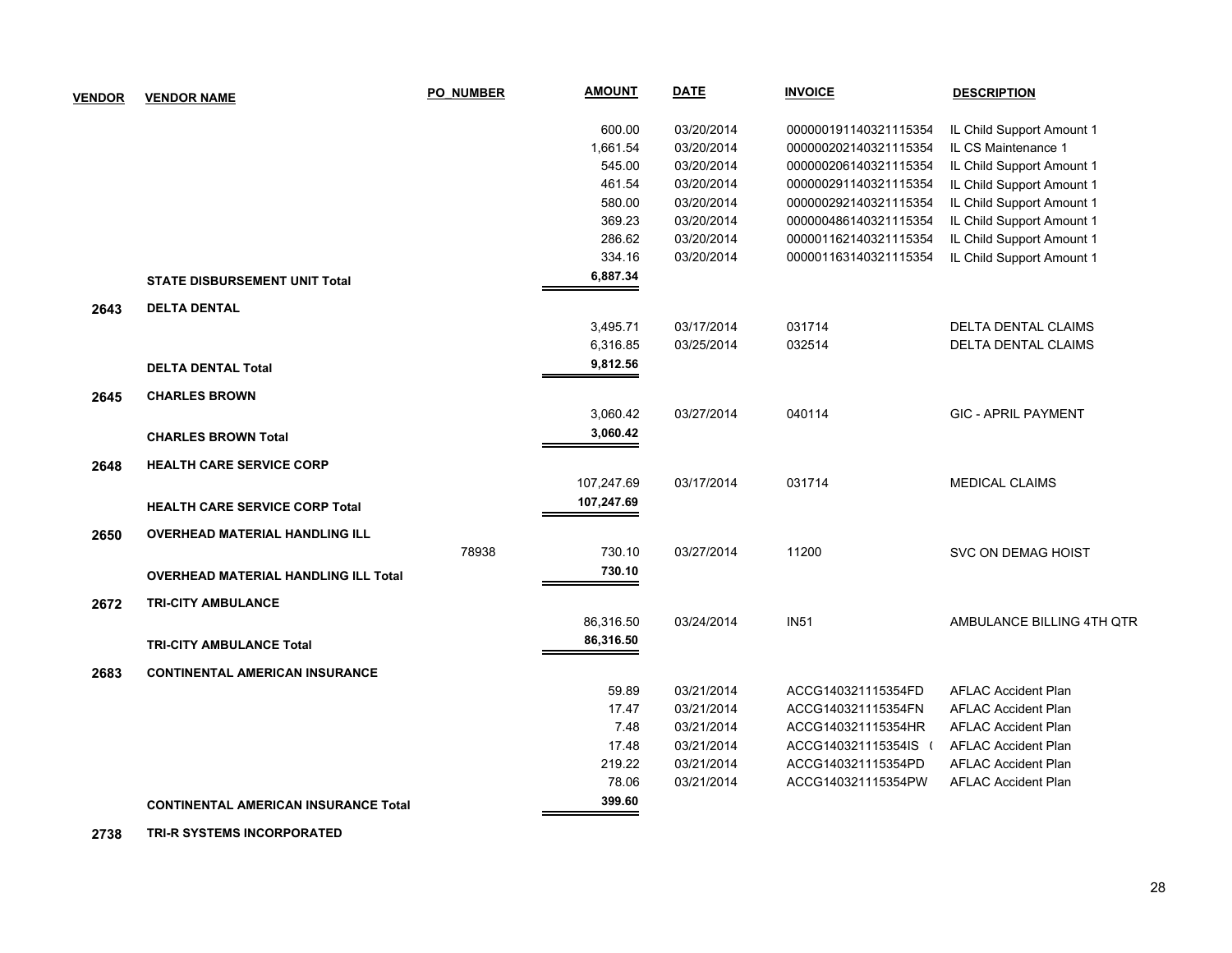| VENDOR | VENDOR NAME | PO_NUMBER | AMOUNT | DATE | INVOICE | DESCRIPTION |
|---|---|---|---|---|---|---|
| | | | 600.00 | 03/20/2014 | 000000191140321115354 | IL Child Support Amount 1 |
| | | | 1,661.54 | 03/20/2014 | 000000202140321115354 | IL CS Maintenance 1 |
| | | | 545.00 | 03/20/2014 | 000000206140321115354 | IL Child Support Amount 1 |
| | | | 461.54 | 03/20/2014 | 000000291140321115354 | IL Child Support Amount 1 |
| | | | 580.00 | 03/20/2014 | 000000292140321115354 | IL Child Support Amount 1 |
| | | | 369.23 | 03/20/2014 | 000000486140321115354 | IL Child Support Amount 1 |
| | | | 286.62 | 03/20/2014 | 000001162140321115354 | IL Child Support Amount 1 |
| | | | 334.16 | 03/20/2014 | 000001163140321115354 | IL Child Support Amount 1 |
| | **STATE DISBURSEMENT UNIT Total** | | **6,887.34** | | | |
| **2643** | **DELTA DENTAL** | | | | | |
| | | | 3,495.71 | 03/17/2014 | 031714 | DELTA DENTAL CLAIMS |
| | | | 6,316.85 | 03/25/2014 | 032514 | DELTA DENTAL CLAIMS |
| | **DELTA DENTAL Total** | | **9,812.56** | | | |
| **2645** | **CHARLES BROWN** | | | | | |
| | | | 3,060.42 | 03/27/2014 | 040114 | GIC - APRIL PAYMENT |
| | **CHARLES BROWN Total** | | **3,060.42** | | | |
| **2648** | **HEALTH CARE SERVICE CORP** | | | | | |
| | | | 107,247.69 | 03/17/2014 | 031714 | MEDICAL CLAIMS |
| | **HEALTH CARE SERVICE CORP Total** | | **107,247.69** | | | |
| **2650** | **OVERHEAD MATERIAL HANDLING ILL** | | | | | |
| | | 78938 | 730.10 | 03/27/2014 | 11200 | SVC ON DEMAG HOIST |
| | **OVERHEAD MATERIAL HANDLING ILL Total** | | **730.10** | | | |
| **2672** | **TRI-CITY AMBULANCE** | | | | | |
| | | | 86,316.50 | 03/24/2014 | IN51 | AMBULANCE BILLING 4TH QTR |
| | **TRI-CITY AMBULANCE Total** | | **86,316.50** | | | |
| **2683** | **CONTINENTAL AMERICAN INSURANCE** | | | | | |
| | | | 59.89 | 03/21/2014 | ACCG140321115354FD | AFLAC Accident Plan |
| | | | 17.47 | 03/21/2014 | ACCG140321115354FN | AFLAC Accident Plan |
| | | | 7.48 | 03/21/2014 | ACCG140321115354HR | AFLAC Accident Plan |
| | | | 17.48 | 03/21/2014 | ACCG140321115354IS ( | AFLAC Accident Plan |
| | | | 219.22 | 03/21/2014 | ACCG140321115354PD | AFLAC Accident Plan |
| | | | 78.06 | 03/21/2014 | ACCG140321115354PW | AFLAC Accident Plan |
| | **CONTINENTAL AMERICAN INSURANCE Total** | | **399.60** | | | |
| **2738** | **TRI-R SYSTEMS INCORPORATED** | | | | | |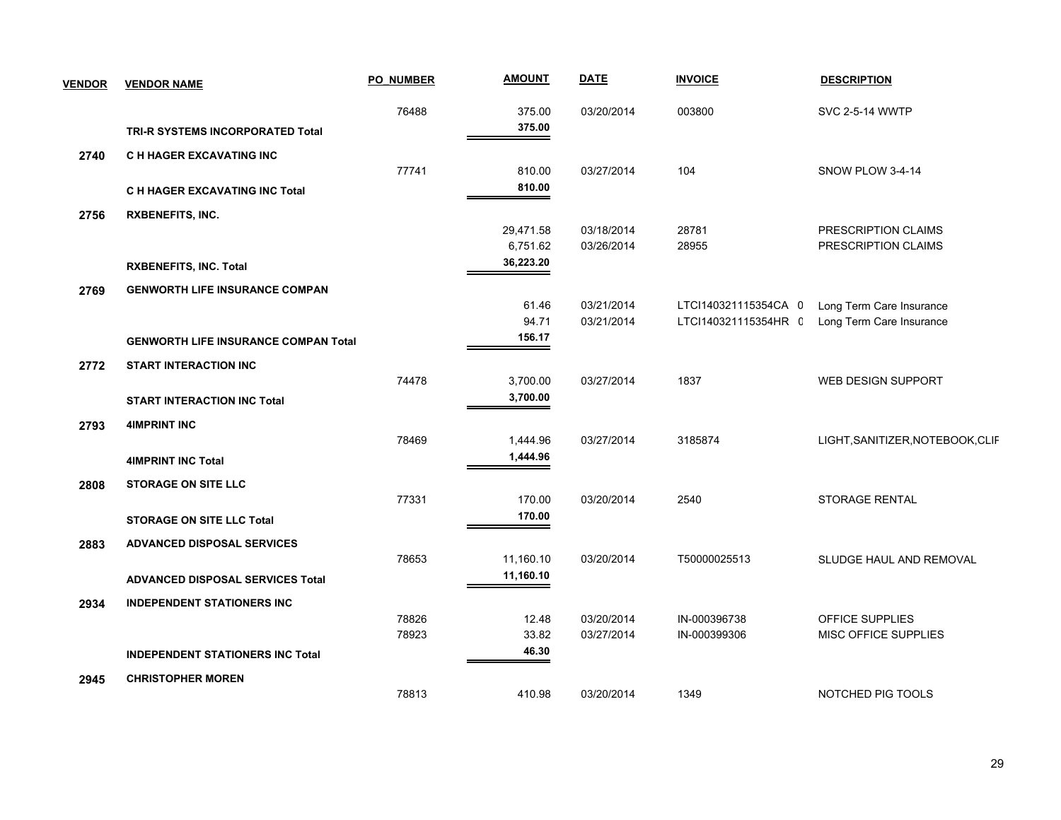| VENDOR | VENDOR NAME | PO_NUMBER | AMOUNT | DATE | INVOICE | DESCRIPTION |
|---|---|---|---|---|---|---|
| | | 76488 | 375.00 | 03/20/2014 | 003800 | SVC 2-5-14 WWTP |
| | **TRI-R SYSTEMS INCORPORATED Total** | | **375.00** | | | |
| **2740** | **C H HAGER EXCAVATING INC** | | | | | |
| | | 77741 | 810.00 | 03/27/2014 | 104 | SNOW PLOW 3-4-14 |
| | **C H HAGER EXCAVATING INC Total** | | **810.00** | | | |
| **2756** | **RXBENEFITS, INC.** | | | | | |
| | | | 29,471.58 | 03/18/2014 | 28781 | PRESCRIPTION CLAIMS |
| | | | 6,751.62 | 03/26/2014 | 28955 | PRESCRIPTION CLAIMS |
| | **RXBENEFITS, INC. Total** | | **36,223.20** | | | |
| **2769** | **GENWORTH LIFE INSURANCE COMPAN** | | | | | |
| | | | 61.46 | 03/21/2014 | LTCI140321115354CA 0 | Long Term Care Insurance |
| | | | 94.71 | 03/21/2014 | LTCI140321115354HR 0 | Long Term Care Insurance |
| | **GENWORTH LIFE INSURANCE COMPAN Total** | | **156.17** | | | |
| **2772** | **START INTERACTION INC** | | | | | |
| | | 74478 | 3,700.00 | 03/27/2014 | 1837 | WEB DESIGN SUPPORT |
| | **START INTERACTION INC Total** | | **3,700.00** | | | |
| **2793** | **4IMPRINT INC** | | | | | |
| | | 78469 | 1,444.96 | 03/27/2014 | 3185874 | LIGHT,SANITIZER,NOTEBOOK,CLIF |
| | **4IMPRINT INC Total** | | **1,444.96** | | | |
| **2808** | **STORAGE ON SITE LLC** | | | | | |
| | | 77331 | 170.00 | 03/20/2014 | 2540 | STORAGE RENTAL |
| | **STORAGE ON SITE LLC Total** | | **170.00** | | | |
| **2883** | **ADVANCED DISPOSAL SERVICES** | | | | | |
| | | 78653 | 11,160.10 | 03/20/2014 | T50000025513 | SLUDGE HAUL AND REMOVAL |
| | **ADVANCED DISPOSAL SERVICES Total** | | **11,160.10** | | | |
| **2934** | **INDEPENDENT STATIONERS INC** | | | | | |
| | | 78826 | 12.48 | 03/20/2014 | IN-000396738 | OFFICE SUPPLIES |
| | | 78923 | 33.82 | 03/27/2014 | IN-000399306 | MISC OFFICE SUPPLIES |
| | **INDEPENDENT STATIONERS INC Total** | | **46.30** | | | |
| **2945** | **CHRISTOPHER MOREN** | | | | | |
| | | 78813 | 410.98 | 03/20/2014 | 1349 | NOTCHED PIG TOOLS |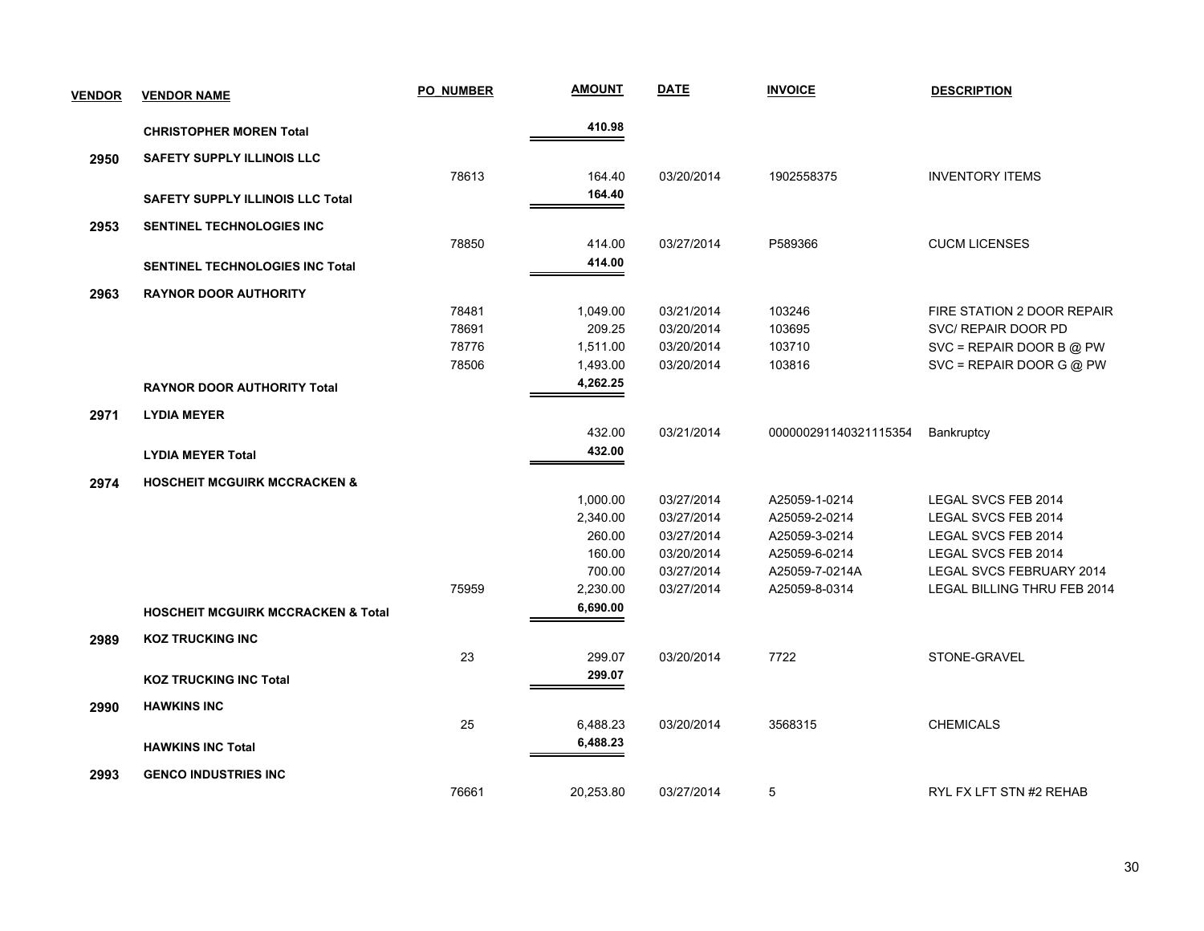| VENDOR | VENDOR NAME | PO_NUMBER | AMOUNT | DATE | INVOICE | DESCRIPTION |
|---|---|---|---|---|---|---|
| | **CHRISTOPHER MOREN Total** | | **410.98** | | | |
| **2950** | **SAFETY SUPPLY ILLINOIS LLC** | | | | | |
| | | 78613 | 164.40 | 03/20/2014 | 1902558375 | INVENTORY ITEMS |
| | **SAFETY SUPPLY ILLINOIS LLC Total** | | **164.40** | | | |
| **2953** | **SENTINEL TECHNOLOGIES INC** | | | | | |
| | | 78850 | 414.00 | 03/27/2014 | P589366 | CUCM LICENSES |
| | **SENTINEL TECHNOLOGIES INC Total** | | **414.00** | | | |
| **2963** | **RAYNOR DOOR AUTHORITY** | | | | | |
| | | 78481 | 1,049.00 | 03/21/2014 | 103246 | FIRE STATION 2 DOOR REPAIR |
| | | 78691 | 209.25 | 03/20/2014 | 103695 | SVC/ REPAIR DOOR PD |
| | | 78776 | 1,511.00 | 03/20/2014 | 103710 | SVC = REPAIR DOOR B @ PW |
| | | 78506 | 1,493.00 | 03/20/2014 | 103816 | SVC = REPAIR DOOR G @ PW |
| | **RAYNOR DOOR AUTHORITY Total** | | **4,262.25** | | | |
| **2971** | **LYDIA MEYER** | | | | | |
| | | | 432.00 | 03/21/2014 | 000000291140321115354 | Bankruptcy |
| | **LYDIA MEYER Total** | | **432.00** | | | |
| **2974** | **HOSCHEIT MCGUIRK MCCRACKEN &** | | | | | |
| | | | 1,000.00 | 03/27/2014 | A25059-1-0214 | LEGAL SVCS FEB 2014 |
| | | | 2,340.00 | 03/27/2014 | A25059-2-0214 | LEGAL SVCS FEB 2014 |
| | | | 260.00 | 03/27/2014 | A25059-3-0214 | LEGAL SVCS FEB 2014 |
| | | | 160.00 | 03/20/2014 | A25059-6-0214 | LEGAL SVCS FEB 2014 |
| | | | 700.00 | 03/27/2014 | A25059-7-0214A | LEGAL SVCS FEBRUARY 2014 |
| | | 75959 | 2,230.00 | 03/27/2014 | A25059-8-0314 | LEGAL BILLING THRU FEB 2014 |
| | **HOSCHEIT MCGUIRK MCCRACKEN & Total** | | **6,690.00** | | | |
| **2989** | **KOZ TRUCKING INC** | | | | | |
| | | 23 | 299.07 | 03/20/2014 | 7722 | STONE-GRAVEL |
| | **KOZ TRUCKING INC Total** | | **299.07** | | | |
| **2990** | **HAWKINS INC** | | | | | |
| | | 25 | 6,488.23 | 03/20/2014 | 3568315 | CHEMICALS |
| | **HAWKINS INC Total** | | **6,488.23** | | | |
| **2993** | **GENCO INDUSTRIES INC** | | | | | |
| | | 76661 | 20,253.80 | 03/27/2014 | 5 | RYL FX LFT STN #2 REHAB |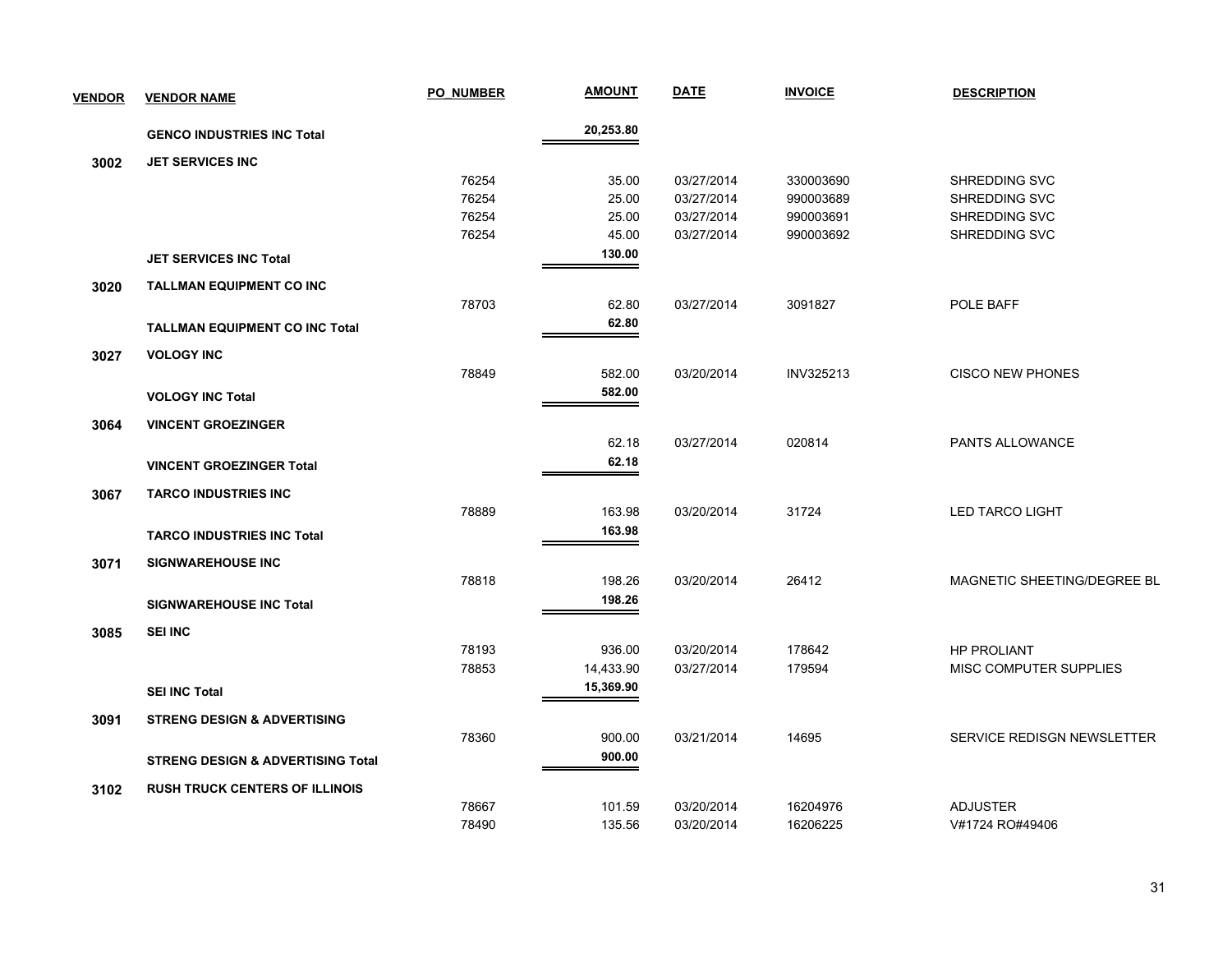| VENDOR | VENDOR NAME | PO_NUMBER | AMOUNT | DATE | INVOICE | DESCRIPTION |
|---|---|---|---|---|---|---|
| | **GENCO INDUSTRIES INC Total** | | **20,253.80** | | | |
| **3002** | **JET SERVICES INC** | | | | | |
| | | 76254 | 35.00 | 03/27/2014 | 330003690 | SHREDDING SVC |
| | | 76254 | 25.00 | 03/27/2014 | 990003689 | SHREDDING SVC |
| | | 76254 | 25.00 | 03/27/2014 | 990003691 | SHREDDING SVC |
| | | 76254 | 45.00 | 03/27/2014 | 990003692 | SHREDDING SVC |
| | **JET SERVICES INC Total** | | **130.00** | | | |
| **3020** | **TALLMAN EQUIPMENT CO INC** | | | | | |
| | | 78703 | 62.80 | 03/27/2014 | 3091827 | POLE BAFF |
| | **TALLMAN EQUIPMENT CO INC Total** | | **62.80** | | | |
| **3027** | **VOLOGY INC** | | | | | |
| | | 78849 | 582.00 | 03/20/2014 | INV325213 | CISCO NEW PHONES |
| | **VOLOGY INC Total** | | **582.00** | | | |
| **3064** | **VINCENT GROEZINGER** | | | | | |
| | | | 62.18 | 03/27/2014 | 020814 | PANTS ALLOWANCE |
| | **VINCENT GROEZINGER Total** | | **62.18** | | | |
| **3067** | **TARCO INDUSTRIES INC** | | | | | |
| | | 78889 | 163.98 | 03/20/2014 | 31724 | LED TARCO LIGHT |
| | **TARCO INDUSTRIES INC Total** | | **163.98** | | | |
| **3071** | **SIGNWAREHOUSE INC** | | | | | |
| | | 78818 | 198.26 | 03/20/2014 | 26412 | MAGNETIC SHEETING/DEGREE BL |
| | **SIGNWAREHOUSE INC Total** | | **198.26** | | | |
| **3085** | **SEI INC** | | | | | |
| | | 78193 | 936.00 | 03/20/2014 | 178642 | HP PROLIANT |
| | | 78853 | 14,433.90 | 03/27/2014 | 179594 | MISC COMPUTER SUPPLIES |
| | **SEI INC Total** | | **15,369.90** | | | |
| **3091** | **STRENG DESIGN & ADVERTISING** | | | | | |
| | | 78360 | 900.00 | 03/21/2014 | 14695 | SERVICE REDISGN NEWSLETTER |
| | **STRENG DESIGN & ADVERTISING Total** | | **900.00** | | | |
| **3102** | **RUSH TRUCK CENTERS OF ILLINOIS** | | | | | |
| | | 78667 | 101.59 | 03/20/2014 | 16204976 | ADJUSTER |
| | | 78490 | 135.56 | 03/20/2014 | 16206225 | V#1724 RO#49406 |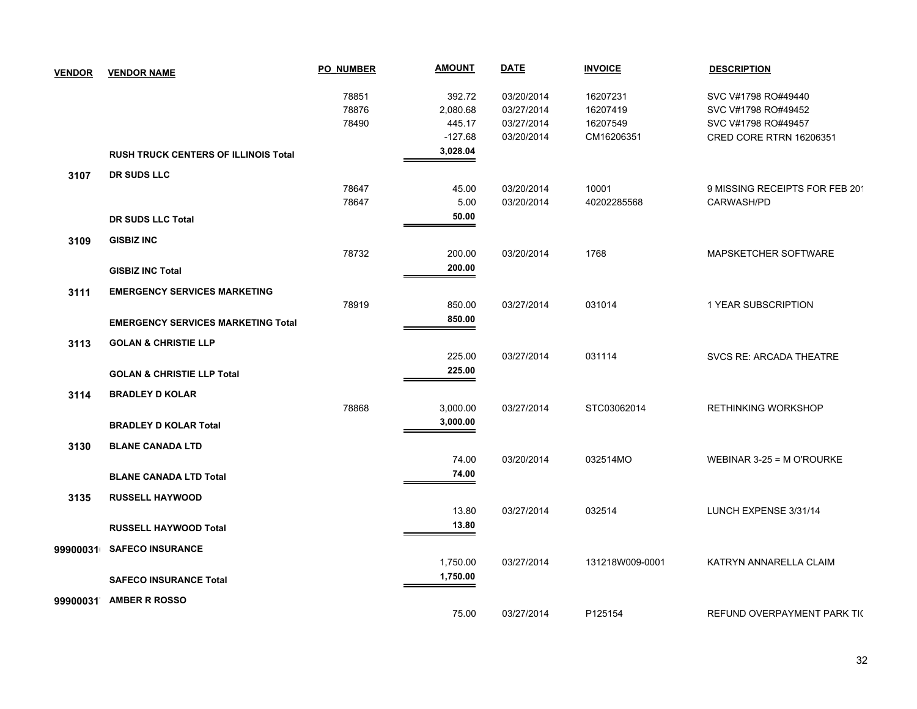| VENDOR | VENDOR NAME | PO_NUMBER | AMOUNT | DATE | INVOICE | DESCRIPTION |
|---|---|---|---|---|---|---|
| | | 78851 | 392.72 | 03/20/2014 | 16207231 | SVC V#1798 RO#49440 |
| | | 78876 | 2,080.68 | 03/27/2014 | 16207419 | SVC V#1798 RO#49452 |
| | | 78490 | 445.17 | 03/27/2014 | 16207549 | SVC V#1798 RO#49457 |
| | | | -127.68 | 03/20/2014 | CM16206351 | CRED CORE RTRN 16206351 |
| | **RUSH TRUCK CENTERS OF ILLINOIS Total** | | **3,028.04** | | | |
| **3107** | **DR SUDS LLC** | | | | | |
| | | 78647 | 45.00 | 03/20/2014 | 10001 | 9 MISSING RECEIPTS FOR FEB 201 |
| | | 78647 | 5.00 | 03/20/2014 | 40202285568 | CARWASH/PD |
| | **DR SUDS LLC Total** | | **50.00** | | | |
| **3109** | **GISBIZ INC** | | | | | |
| | | 78732 | 200.00 | 03/20/2014 | 1768 | MAPSKETCHER SOFTWARE |
| | **GISBIZ INC Total** | | **200.00** | | | |
| **3111** | **EMERGENCY SERVICES MARKETING** | | | | | |
| | | 78919 | 850.00 | 03/27/2014 | 031014 | 1 YEAR SUBSCRIPTION |
| | **EMERGENCY SERVICES MARKETING Total** | | **850.00** | | | |
| **3113** | **GOLAN & CHRISTIE LLP** | | | | | |
| | | | 225.00 | 03/27/2014 | 031114 | SVCS RE: ARCADA THEATRE |
| | **GOLAN & CHRISTIE LLP Total** | | **225.00** | | | |
| **3114** | **BRADLEY D KOLAR** | | | | | |
| | | 78868 | 3,000.00 | 03/27/2014 | STC03062014 | RETHINKING WORKSHOP |
| | **BRADLEY D KOLAR Total** | | **3,000.00** | | | |
| **3130** | **BLANE CANADA LTD** | | | | | |
| | | | 74.00 | 03/20/2014 | 032514MO | WEBINAR 3-25 = M O'ROURKE |
| | **BLANE CANADA LTD Total** | | **74.00** | | | |
| **3135** | **RUSSELL HAYWOOD** | | | | | |
| | | | 13.80 | 03/27/2014 | 032514 | LUNCH EXPENSE 3/31/14 |
| | **RUSSELL HAYWOOD Total** | | **13.80** | | | |
| **99900031** | **SAFECO INSURANCE** | | | | | |
| | | | 1,750.00 | 03/27/2014 | 131218W009-0001 | KATRYN ANNARELLA CLAIM |
| | **SAFECO INSURANCE Total** | | **1,750.00** | | | |
| **99900031** | **AMBER R ROSSO** | | | | | |
| | | | 75.00 | 03/27/2014 | P125154 | REFUND OVERPAYMENT PARK TI( |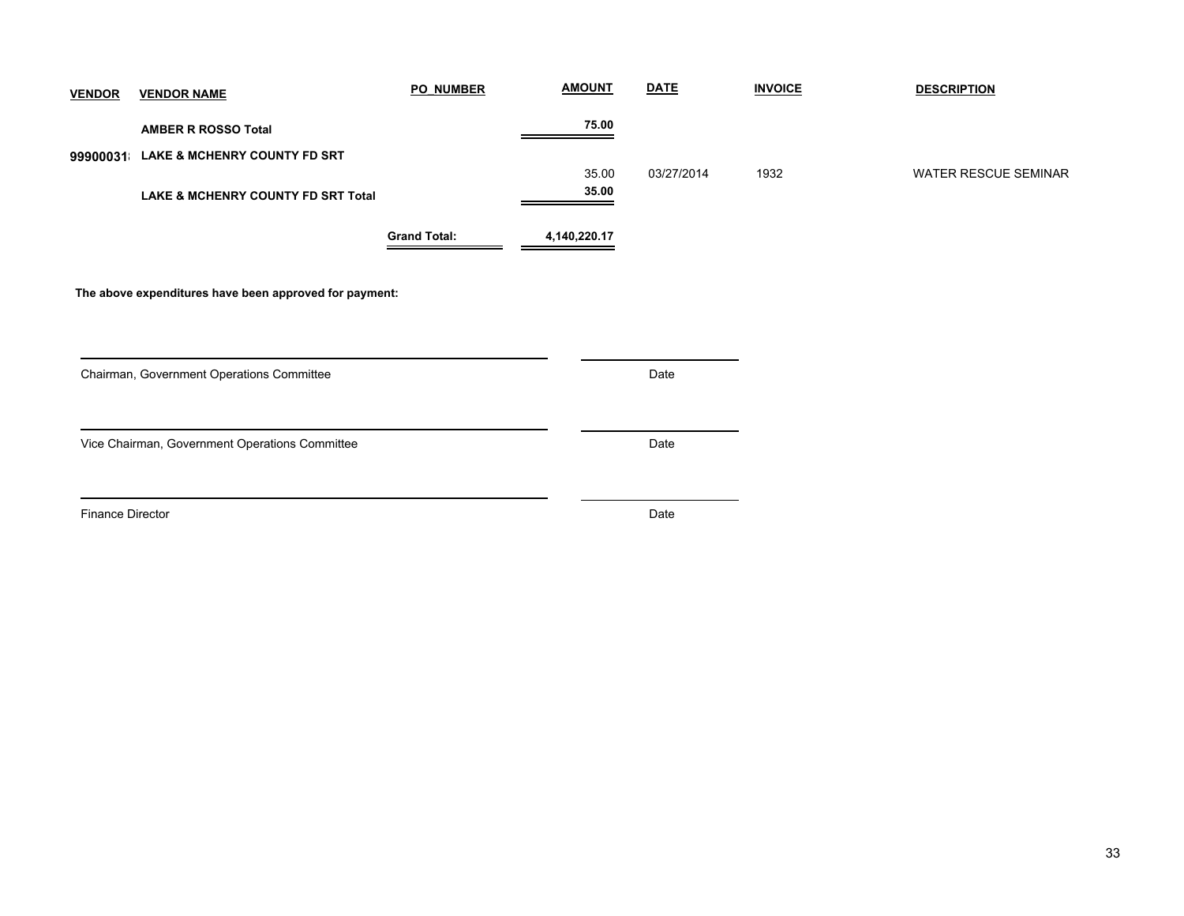| VENDOR | VENDOR NAME | PO_NUMBER | AMOUNT | DATE | INVOICE | DESCRIPTION |
|---|---|---|---|---|---|---|
| | **AMBER R ROSSO Total** | | **75.00** | | | |
| **99900031** | **LAKE & MCHENRY COUNTY FD SRT** | | | | | |
| | | | 35.00 | 03/27/2014 | 1932 | WATER RESCUE SEMINAR |
| | **LAKE & MCHENRY COUNTY FD SRT Total** | | **35.00** | | | |
| | | **Grand Total:** | **4,140,220.17** | | | |

**The above expenditures have been approved for payment:**

Chairman, Government Operations Committee — Date

Vice Chairman, Government Operations Committee — Date

Finance Director — Date